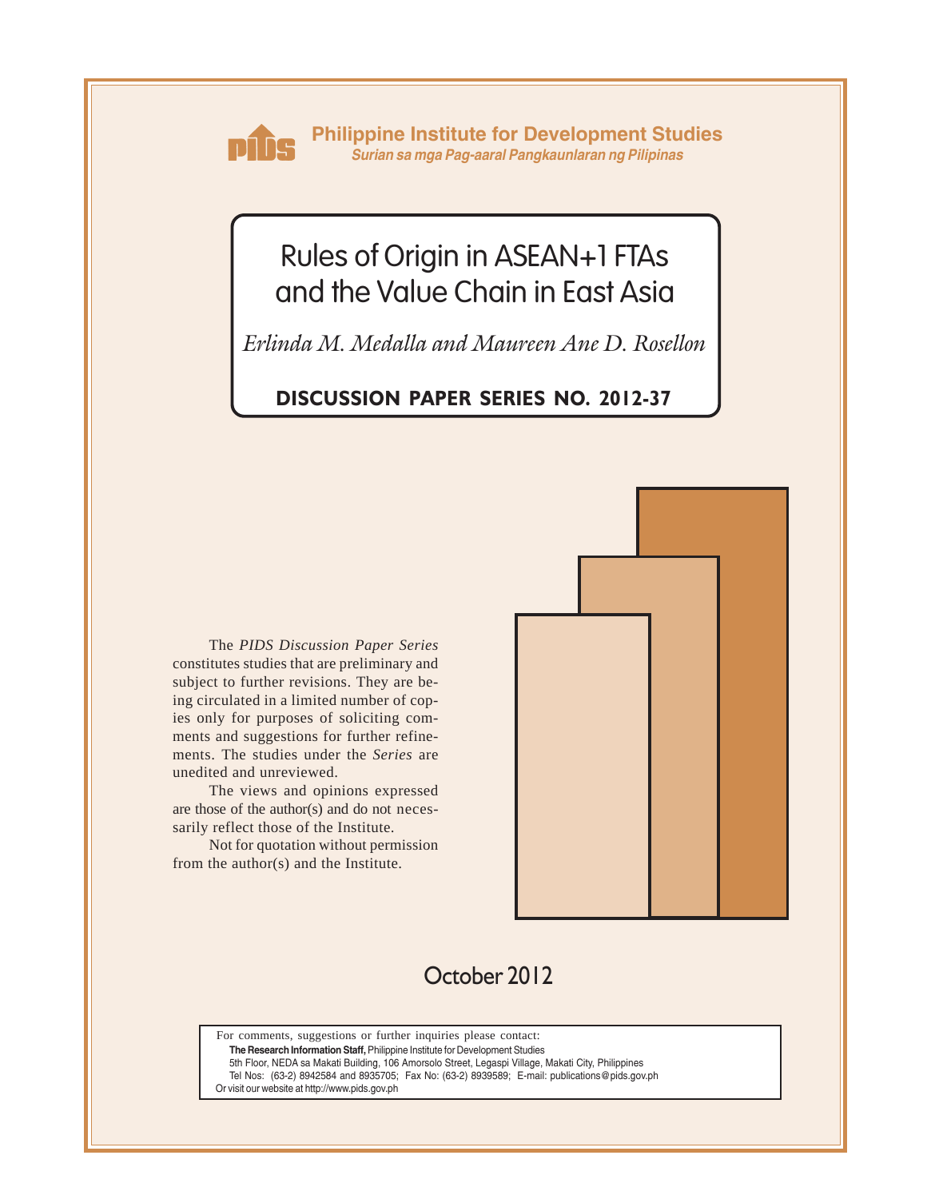**Philippine Institute for Development Studies**
*Surian sa mga Pag-aaral Pangkaunlaran ng Pilipinas*

# Rules of Origin in ASEAN+1 FTAs and the Value Chain in East Asia

*Erlinda M. Medalla and Maureen Ane D. Rosellon*

**DISCUSSION PAPER SERIES NO. 2012-37**

The *PIDS Discussion Paper Series* constitutes studies that are preliminary and subject to further revisions. They are being circulated in a limited number of copies only for purposes of soliciting comments and suggestions for further refinements. The studies under the *Series* are unedited and unreviewed.

The views and opinions expressed are those of the author(s) and do not necessarily reflect those of the Institute.

Not for quotation without permission from the author(s) and the Institute.

October 2012

For comments, suggestions or further inquiries please contact:
**The Research Information Staff,** Philippine Institute for Development Studies
5th Floor, NEDA sa Makati Building, 106 Amorsolo Street, Legaspi Village, Makati City, Philippines
Tel Nos: (63-2) 8942584 and 8935705; Fax No: (63-2) 8939589; E-mail: publications@pids.gov.ph
Or visit our website at http://www.pids.gov.ph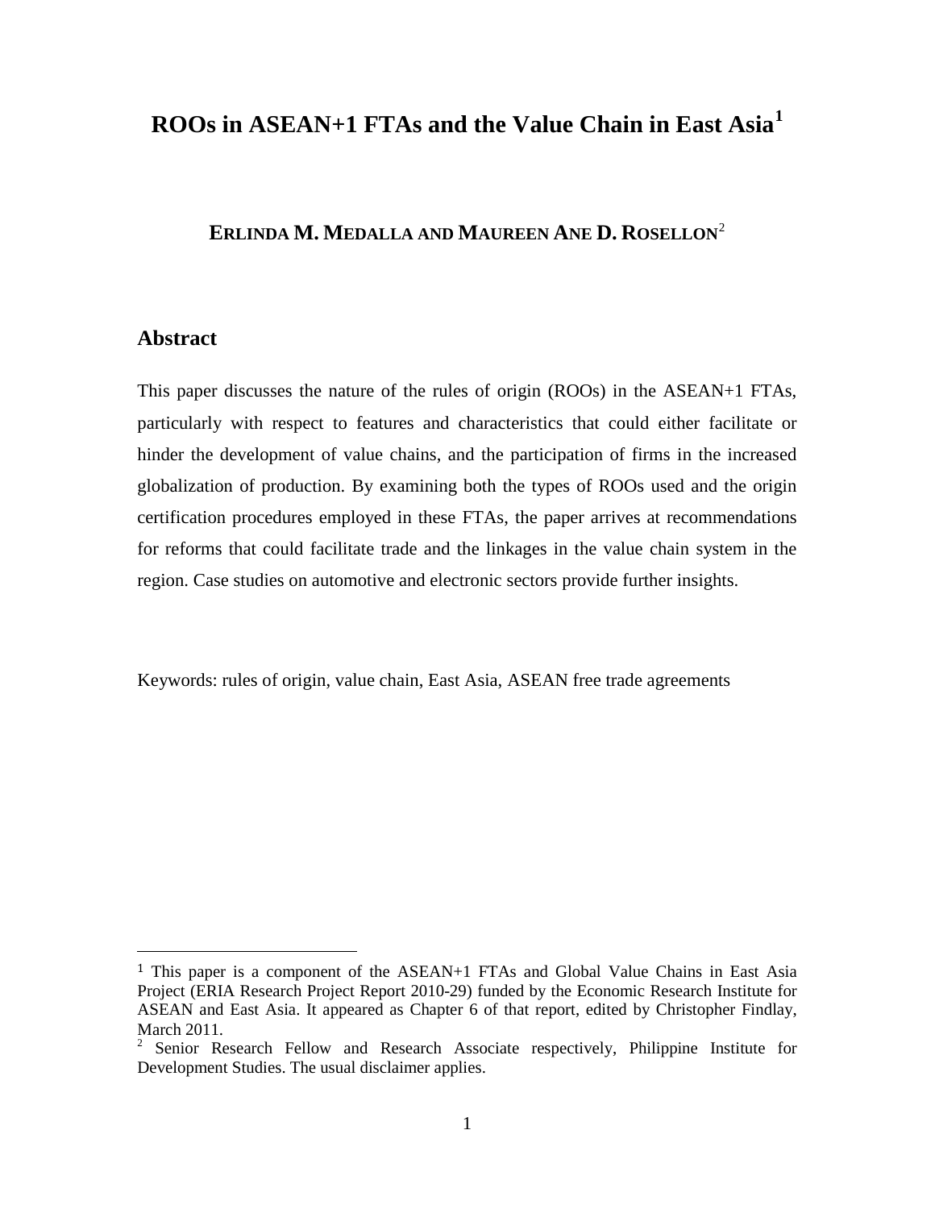# ROOs in ASEAN+1 FTAs and the Value Chain in East Asia[1]

**ERLINDA M. MEDALLA AND MAUREEN ANE D. ROSELLON**[2]

## Abstract

This paper discusses the nature of the rules of origin (ROOs) in the ASEAN+1 FTAs, particularly with respect to features and characteristics that could either facilitate or hinder the development of value chains, and the participation of firms in the increased globalization of production. By examining both the types of ROOs used and the origin certification procedures employed in these FTAs, the paper arrives at recommendations for reforms that could facilitate trade and the linkages in the value chain system in the region. Case studies on automotive and electronic sectors provide further insights.

Keywords: rules of origin, value chain, East Asia, ASEAN free trade agreements

---

[1] This paper is a component of the ASEAN+1 FTAs and Global Value Chains in East Asia Project (ERIA Research Project Report 2010-29) funded by the Economic Research Institute for ASEAN and East Asia. It appeared as Chapter 6 of that report, edited by Christopher Findlay, March 2011.

[2] Senior Research Fellow and Research Associate respectively, Philippine Institute for Development Studies. The usual disclaimer applies.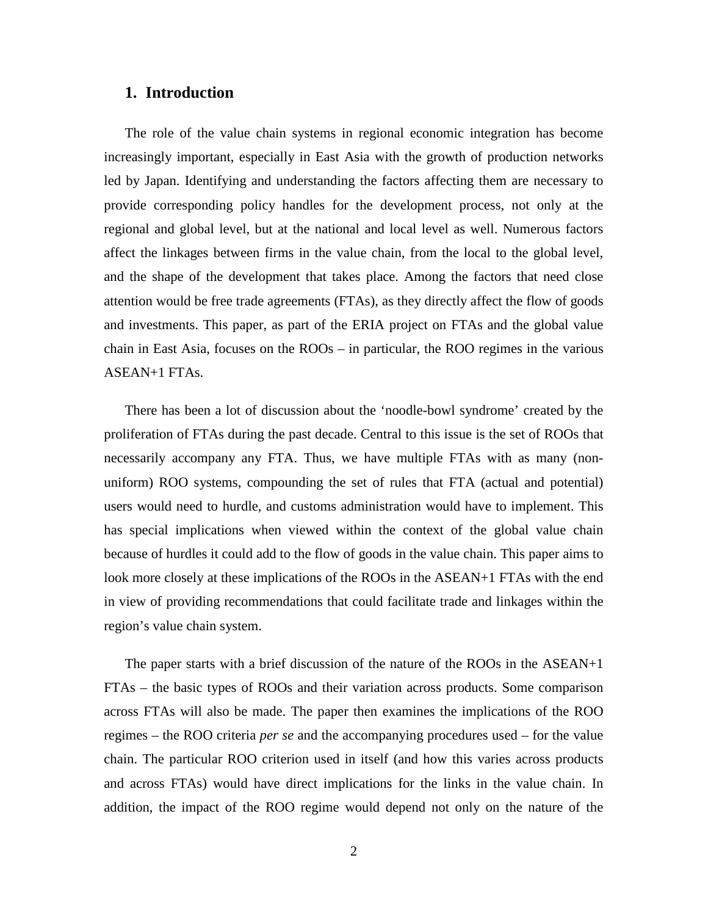## 1. Introduction

The role of the value chain systems in regional economic integration has become increasingly important, especially in East Asia with the growth of production networks led by Japan. Identifying and understanding the factors affecting them are necessary to provide corresponding policy handles for the development process, not only at the regional and global level, but at the national and local level as well. Numerous factors affect the linkages between firms in the value chain, from the local to the global level, and the shape of the development that takes place. Among the factors that need close attention would be free trade agreements (FTAs), as they directly affect the flow of goods and investments. This paper, as part of the ERIA project on FTAs and the global value chain in East Asia, focuses on the ROOs – in particular, the ROO regimes in the various ASEAN+1 FTAs.

There has been a lot of discussion about the 'noodle-bowl syndrome' created by the proliferation of FTAs during the past decade. Central to this issue is the set of ROOs that necessarily accompany any FTA. Thus, we have multiple FTAs with as many (non-uniform) ROO systems, compounding the set of rules that FTA (actual and potential) users would need to hurdle, and customs administration would have to implement. This has special implications when viewed within the context of the global value chain because of hurdles it could add to the flow of goods in the value chain. This paper aims to look more closely at these implications of the ROOs in the ASEAN+1 FTAs with the end in view of providing recommendations that could facilitate trade and linkages within the region's value chain system.

The paper starts with a brief discussion of the nature of the ROOs in the ASEAN+1 FTAs – the basic types of ROOs and their variation across products. Some comparison across FTAs will also be made. The paper then examines the implications of the ROO regimes – the ROO criteria *per se* and the accompanying procedures used – for the value chain. The particular ROO criterion used in itself (and how this varies across products and across FTAs) would have direct implications for the links in the value chain. In addition, the impact of the ROO regime would depend not only on the nature of the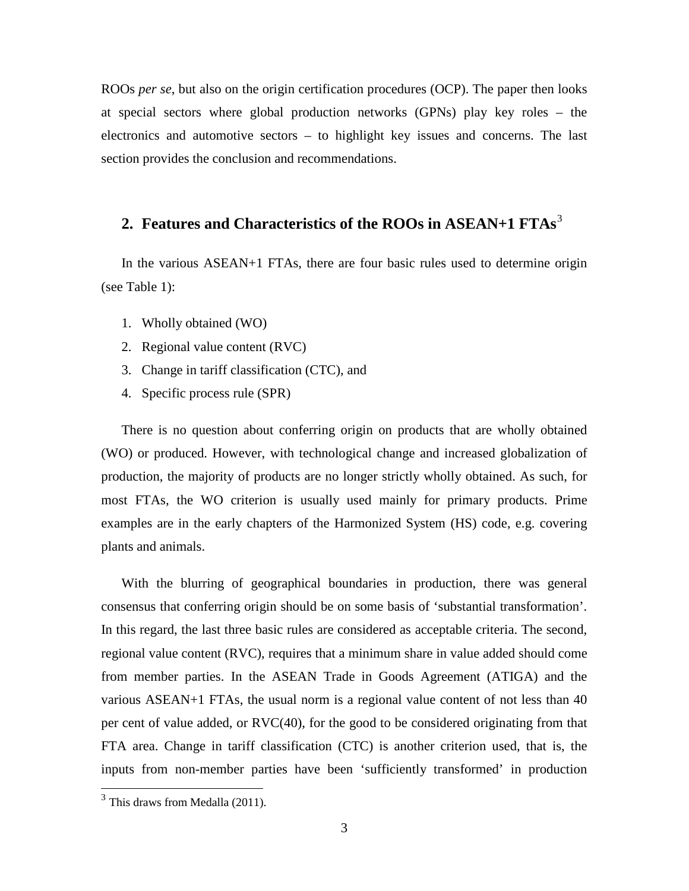ROOs *per se*, but also on the origin certification procedures (OCP). The paper then looks at special sectors where global production networks (GPNs) play key roles – the electronics and automotive sectors – to highlight key issues and concerns. The last section provides the conclusion and recommendations.

## 2. Features and Characteristics of the ROOs in ASEAN+1 FTAs[3]

In the various ASEAN+1 FTAs, there are four basic rules used to determine origin (see Table 1):

1. Wholly obtained (WO)
2. Regional value content (RVC)
3. Change in tariff classification (CTC), and
4. Specific process rule (SPR)

There is no question about conferring origin on products that are wholly obtained (WO) or produced. However, with technological change and increased globalization of production, the majority of products are no longer strictly wholly obtained. As such, for most FTAs, the WO criterion is usually used mainly for primary products. Prime examples are in the early chapters of the Harmonized System (HS) code, e.g. covering plants and animals.

With the blurring of geographical boundaries in production, there was general consensus that conferring origin should be on some basis of 'substantial transformation'. In this regard, the last three basic rules are considered as acceptable criteria. The second, regional value content (RVC), requires that a minimum share in value added should come from member parties. In the ASEAN Trade in Goods Agreement (ATIGA) and the various ASEAN+1 FTAs, the usual norm is a regional value content of not less than 40 per cent of value added, or RVC(40), for the good to be considered originating from that FTA area. Change in tariff classification (CTC) is another criterion used, that is, the inputs from non-member parties have been 'sufficiently transformed' in production

[3] This draws from Medalla (2011).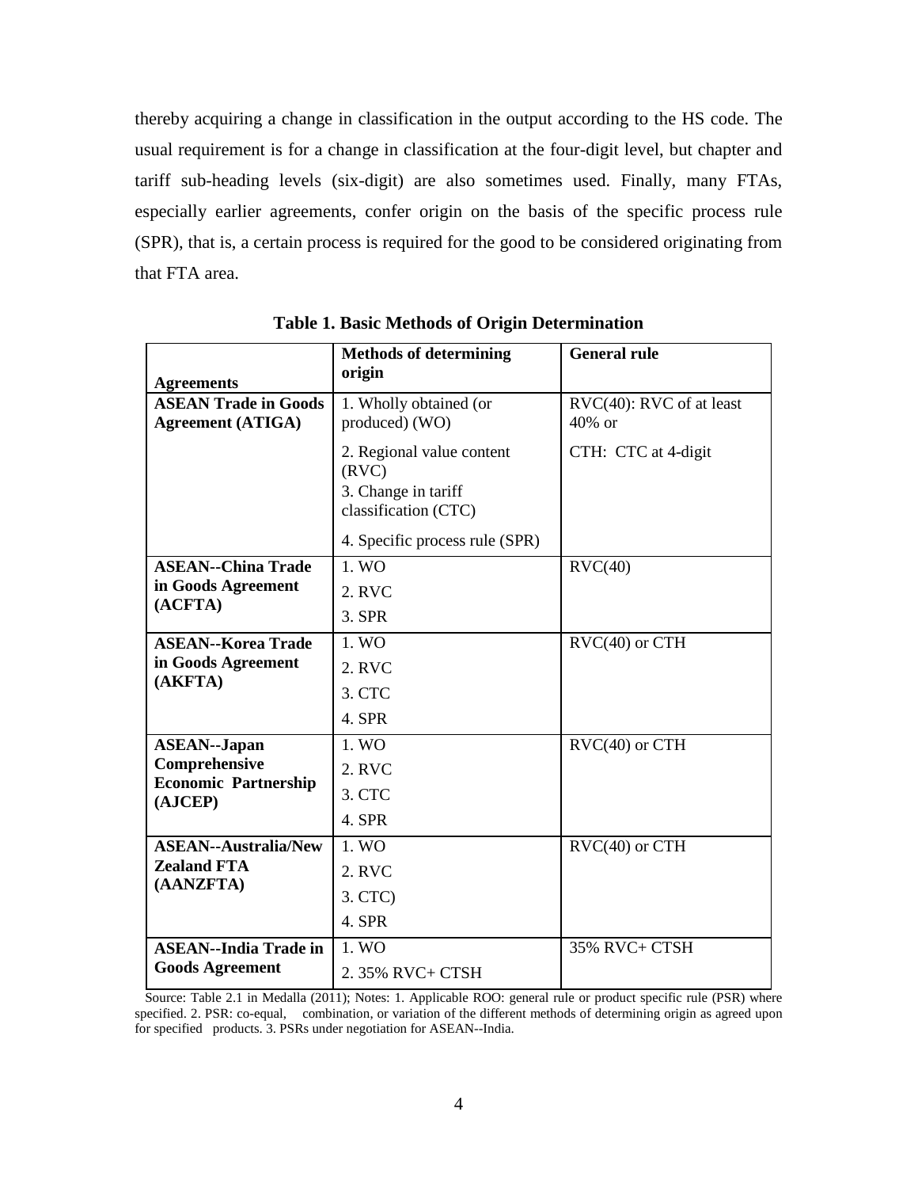thereby acquiring a change in classification in the output according to the HS code. The usual requirement is for a change in classification at the four-digit level, but chapter and tariff sub-heading levels (six-digit) are also sometimes used. Finally, many FTAs, especially earlier agreements, confer origin on the basis of the specific process rule (SPR), that is, a certain process is required for the good to be considered originating from that FTA area.

**Table 1. Basic Methods of Origin Determination**

| Agreements | Methods of determining origin | General rule |
|---|---|---|
| **ASEAN Trade in Goods Agreement (ATIGA)** | 1. Wholly obtained (or produced) (WO)<br>2. Regional value content (RVC)<br>3. Change in tariff classification (CTC)<br>4. Specific process rule (SPR) | RVC(40): RVC of at least 40% or<br>CTH: CTC at 4-digit |
| **ASEAN--China Trade in Goods Agreement (ACFTA)** | 1. WO<br>2. RVC<br>3. SPR | RVC(40) |
| **ASEAN--Korea Trade in Goods Agreement (AKFTA)** | 1. WO<br>2. RVC<br>3. CTC<br>4. SPR | RVC(40) or CTH |
| **ASEAN--Japan Comprehensive Economic Partnership (AJCEP)** | 1. WO<br>2. RVC<br>3. CTC<br>4. SPR | RVC(40) or CTH |
| **ASEAN--Australia/New Zealand FTA (AANZFTA)** | 1. WO<br>2. RVC<br>3. CTC)<br>4. SPR | RVC(40) or CTH |
| **ASEAN--India Trade in Goods Agreement** | 1. WO<br>2. 35% RVC+ CTSH | 35% RVC+ CTSH |

Source: Table 2.1 in Medalla (2011); Notes: 1. Applicable ROO: general rule or product specific rule (PSR) where specified. 2. PSR: co-equal, combination, or variation of the different methods of determining origin as agreed upon for specified products. 3. PSRs under negotiation for ASEAN--India.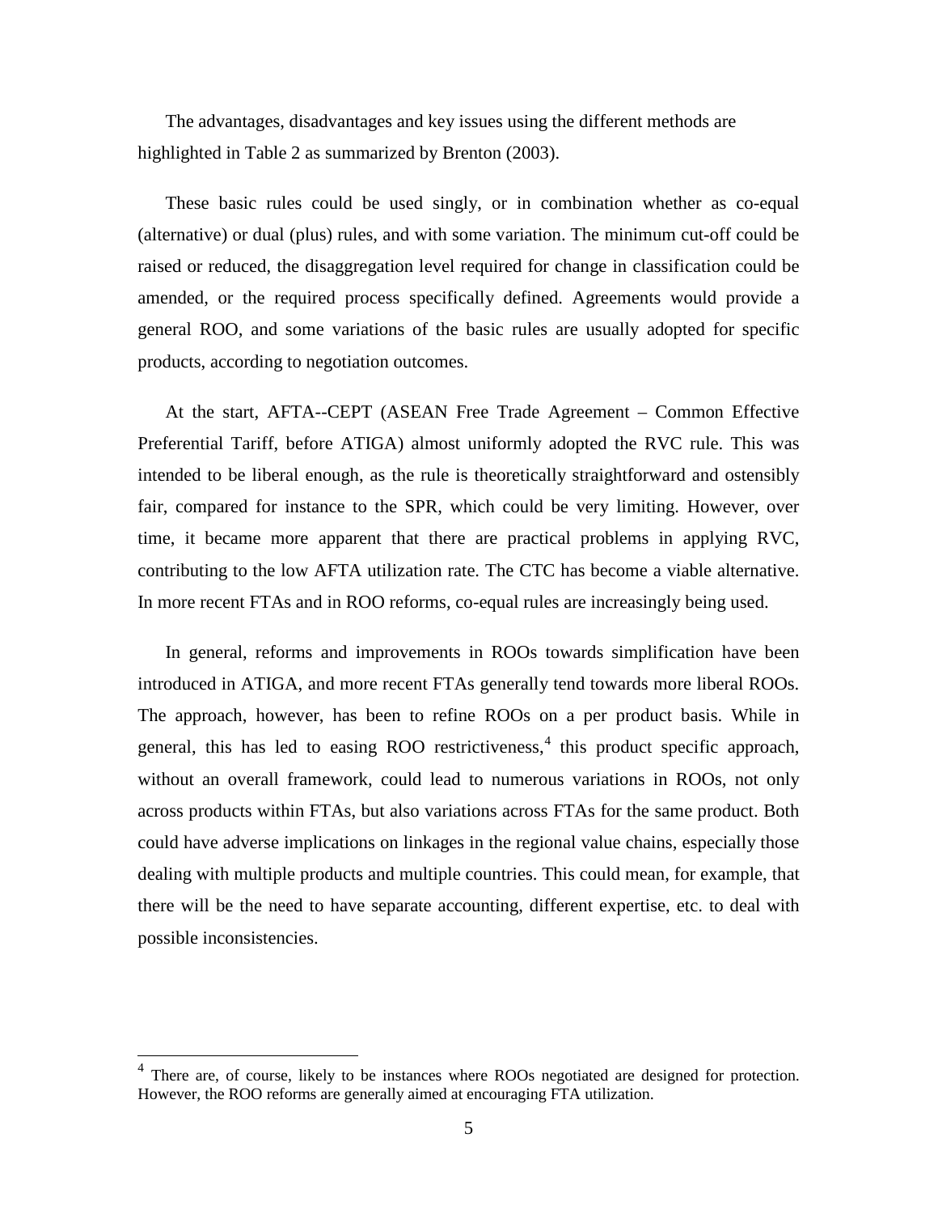The advantages, disadvantages and key issues using the different methods are highlighted in Table 2 as summarized by Brenton (2003).

These basic rules could be used singly, or in combination whether as co-equal (alternative) or dual (plus) rules, and with some variation. The minimum cut-off could be raised or reduced, the disaggregation level required for change in classification could be amended, or the required process specifically defined. Agreements would provide a general ROO, and some variations of the basic rules are usually adopted for specific products, according to negotiation outcomes.

At the start, AFTA--CEPT (ASEAN Free Trade Agreement – Common Effective Preferential Tariff, before ATIGA) almost uniformly adopted the RVC rule. This was intended to be liberal enough, as the rule is theoretically straightforward and ostensibly fair, compared for instance to the SPR, which could be very limiting. However, over time, it became more apparent that there are practical problems in applying RVC, contributing to the low AFTA utilization rate. The CTC has become a viable alternative. In more recent FTAs and in ROO reforms, co-equal rules are increasingly being used.

In general, reforms and improvements in ROOs towards simplification have been introduced in ATIGA, and more recent FTAs generally tend towards more liberal ROOs. The approach, however, has been to refine ROOs on a per product basis. While in general, this has led to easing ROO restrictiveness,[4] this product specific approach, without an overall framework, could lead to numerous variations in ROOs, not only across products within FTAs, but also variations across FTAs for the same product. Both could have adverse implications on linkages in the regional value chains, especially those dealing with multiple products and multiple countries. This could mean, for example, that there will be the need to have separate accounting, different expertise, etc. to deal with possible inconsistencies.

---

[4] There are, of course, likely to be instances where ROOs negotiated are designed for protection. However, the ROO reforms are generally aimed at encouraging FTA utilization.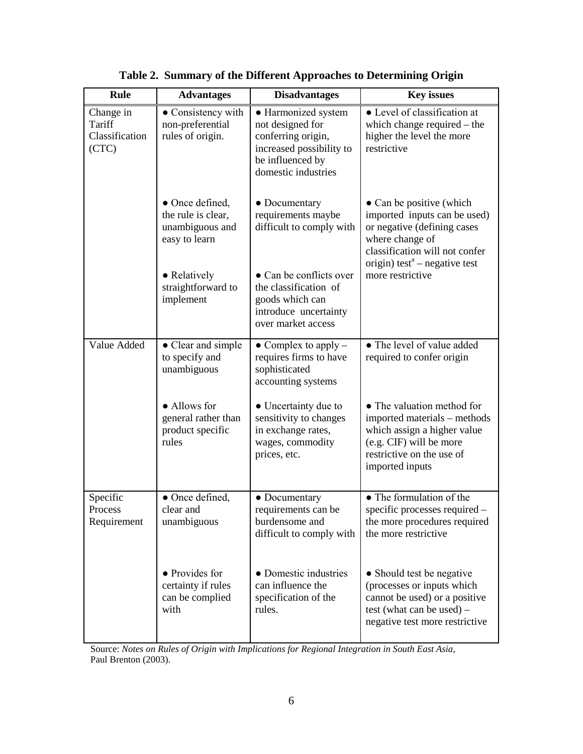**Table 2. Summary of the Different Approaches to Determining Origin**

| Rule | Advantages | Disadvantages | Key issues |
|---|---|---|---|
| Change in Tariff Classification (CTC) | ● Consistency with non-preferential rules of origin. | ● Harmonized system not designed for conferring origin, increased possibility to be influenced by domestic industries | ● Level of classification at which change required – the higher the level the more restrictive |
| | ● Once defined, the rule is clear, unambiguous and easy to learn | ● Documentary requirements maybe difficult to comply with | ● Can be positive (which imported inputs can be used) or negative (defining cases where change of classification will not confer origin) test[a] – negative test more restrictive |
| | ● Relatively straightforward to implement | ● Can be conflicts over the classification of goods which can introduce uncertainty over market access | |
| Value Added | ● Clear and simple to specify and unambiguous | ● Complex to apply – requires firms to have sophisticated accounting systems | ● The level of value added required to confer origin |
| | ● Allows for general rather than product specific rules | ● Uncertainty due to sensitivity to changes in exchange rates, wages, commodity prices, etc. | ● The valuation method for imported materials – methods which assign a higher value (e.g. CIF) will be more restrictive on the use of imported inputs |
| Specific Process Requirement | ● Once defined, clear and unambiguous | ● Documentary requirements can be burdensome and difficult to comply with | ● The formulation of the specific processes required – the more procedures required the more restrictive |
| | ● Provides for certainty if rules can be complied with | ● Domestic industries can influence the specification of the rules. | ● Should test be negative (processes or inputs which cannot be used) or a positive test (what can be used) – negative test more restrictive |

Source: *Notes on Rules of Origin with Implications for Regional Integration in South East Asia*, Paul Brenton (2003).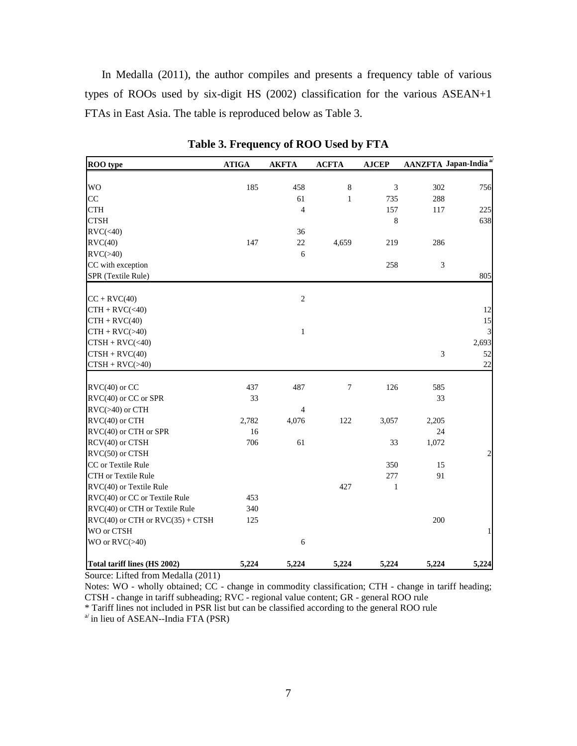In Medalla (2011), the author compiles and presents a frequency table of various types of ROOs used by six-digit HS (2002) classification for the various ASEAN+1 FTAs in East Asia. The table is reproduced below as Table 3.

**Table 3. Frequency of ROO Used by FTA**

| ROO type | ATIGA | AKFTA | ACFTA | AJCEP | AANZFTA | Japan-India [a/] |
|---|---|---|---|---|---|---|
| WO | 185 | 458 | 8 | 3 | 302 | 756 |
| CC | | 61 | 1 | 735 | 288 | |
| CTH | | 4 | | 157 | 117 | 225 |
| CTSH | | | | 8 | | 638 |
| RVC(<40) | | 36 | | | | |
| RVC(40) | 147 | 22 | 4,659 | 219 | 286 | |
| RVC(>40) | | 6 | | | | |
| CC with exception | | | | 258 | 3 | |
| SPR (Textile Rule) | | | | | | 805 |
| CC + RVC(40) | | 2 | | | | |
| CTH + RVC(<40) | | | | | | 12 |
| CTH + RVC(40) | | | | | | 15 |
| CTH + RVC(>40) | | 1 | | | | 3 |
| CTSH + RVC(<40) | | | | | | 2,693 |
| CTSH + RVC(40) | | | | | 3 | 52 |
| CTSH + RVC(>40) | | | | | | 22 |
| RVC(40) or CC | 437 | 487 | 7 | 126 | 585 | |
| RVC(40) or CC or SPR | 33 | | | | 33 | |
| RVC(>40) or CTH | | 4 | | | | |
| RVC(40) or CTH | 2,782 | 4,076 | 122 | 3,057 | 2,205 | |
| RVC(40) or CTH or SPR | 16 | | | | 24 | |
| RCV(40) or CTSH | 706 | 61 | | 33 | 1,072 | |
| RVC(50) or CTSH | | | | | | 2 |
| CC or Textile Rule | | | | 350 | 15 | |
| CTH or Textile Rule | | | | 277 | 91 | |
| RVC(40) or Textile Rule | | | 427 | 1 | | |
| RVC(40) or CC or Textile Rule | 453 | | | | | |
| RVC(40) or CTH or Textile Rule | 340 | | | | | |
| RVC(40) or CTH or RVC(35) + CTSH | 125 | | | | 200 | |
| WO or CTSH | | | | | | 1 |
| WO or RVC(>40) | | 6 | | | | |
| **Total tariff lines (HS 2002)** | **5,224** | **5,224** | **5,224** | **5,224** | **5,224** | **5,224** |

Source: Lifted from Medalla (2011)

Notes: WO - wholly obtained; CC - change in commodity classification; CTH - change in tariff heading; CTSH - change in tariff subheading; RVC - regional value content; GR - general ROO rule

* Tariff lines not included in PSR list but can be classified according to the general ROO rule

[a/] in lieu of ASEAN--India FTA (PSR)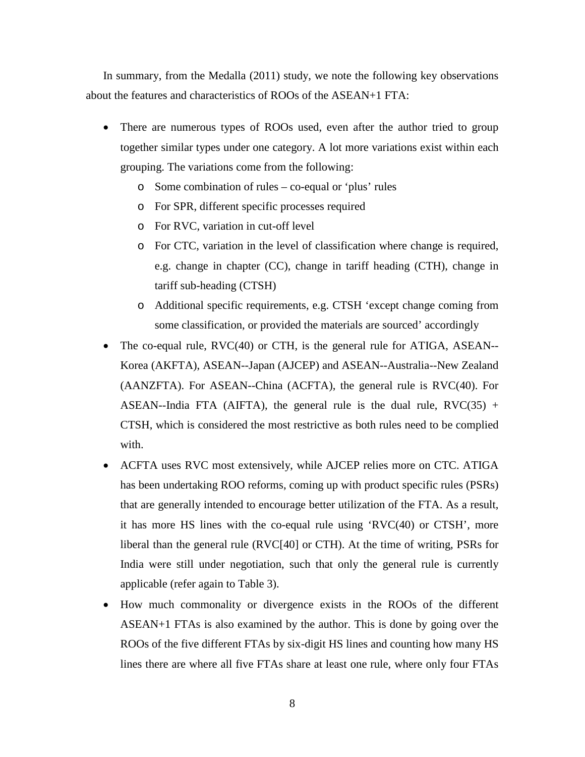In summary, from the Medalla (2011) study, we note the following key observations about the features and characteristics of ROOs of the ASEAN+1 FTA:

- There are numerous types of ROOs used, even after the author tried to group together similar types under one category. A lot more variations exist within each grouping. The variations come from the following:
  - Some combination of rules – co-equal or 'plus' rules
  - For SPR, different specific processes required
  - For RVC, variation in cut-off level
  - For CTC, variation in the level of classification where change is required, e.g. change in chapter (CC), change in tariff heading (CTH), change in tariff sub-heading (CTSH)
  - Additional specific requirements, e.g. CTSH 'except change coming from some classification, or provided the materials are sourced' accordingly
- The co-equal rule, RVC(40) or CTH, is the general rule for ATIGA, ASEAN--Korea (AKFTA), ASEAN--Japan (AJCEP) and ASEAN--Australia--New Zealand (AANZFTA). For ASEAN--China (ACFTA), the general rule is RVC(40). For ASEAN--India FTA (AIFTA), the general rule is the dual rule, RVC(35) + CTSH, which is considered the most restrictive as both rules need to be complied with.
- ACFTA uses RVC most extensively, while AJCEP relies more on CTC. ATIGA has been undertaking ROO reforms, coming up with product specific rules (PSRs) that are generally intended to encourage better utilization of the FTA. As a result, it has more HS lines with the co-equal rule using 'RVC(40) or CTSH', more liberal than the general rule (RVC[40] or CTH). At the time of writing, PSRs for India were still under negotiation, such that only the general rule is currently applicable (refer again to Table 3).
- How much commonality or divergence exists in the ROOs of the different ASEAN+1 FTAs is also examined by the author. This is done by going over the ROOs of the five different FTAs by six-digit HS lines and counting how many HS lines there are where all five FTAs share at least one rule, where only four FTAs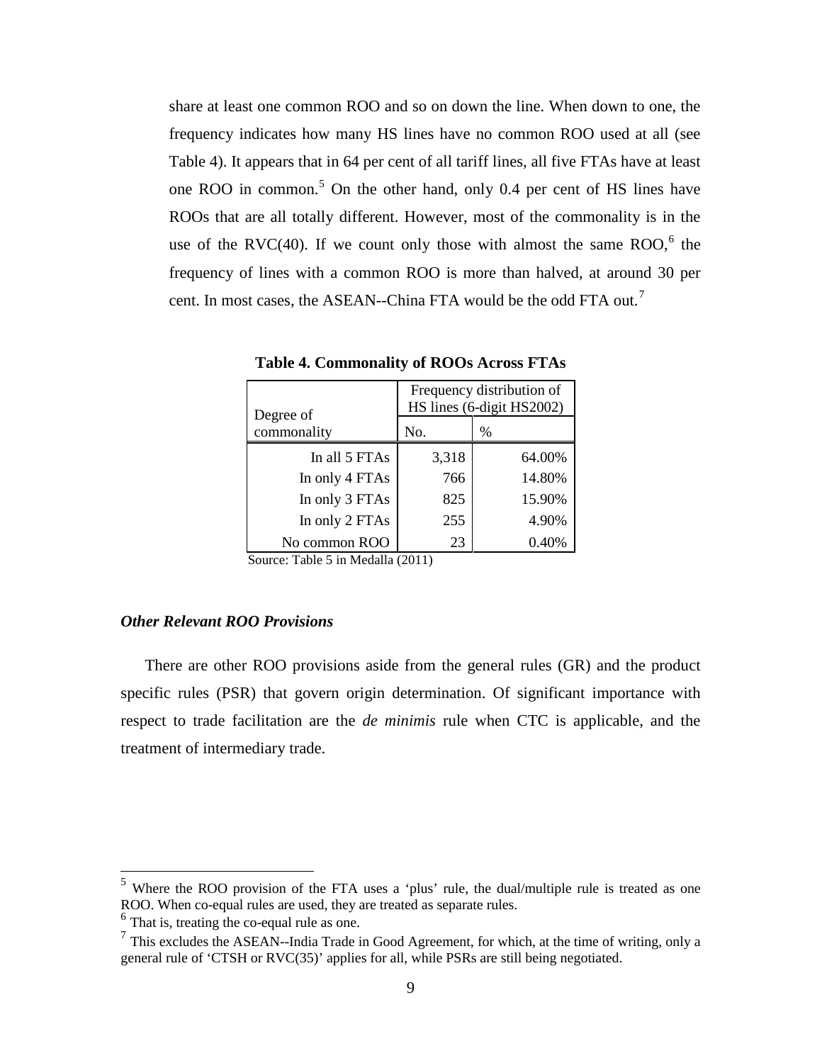share at least one common ROO and so on down the line. When down to one, the frequency indicates how many HS lines have no common ROO used at all (see Table 4). It appears that in 64 per cent of all tariff lines, all five FTAs have at least one ROO in common.[5] On the other hand, only 0.4 per cent of HS lines have ROOs that are all totally different. However, most of the commonality is in the use of the RVC(40). If we count only those with almost the same ROO,[6] the frequency of lines with a common ROO is more than halved, at around 30 per cent. In most cases, the ASEAN--China FTA would be the odd FTA out.[7]

**Table 4. Commonality of ROOs Across FTAs**

| Degree of commonality | Frequency distribution of HS lines (6-digit HS2002) | |
|---|---|---|
| | No. | % |
| In all 5 FTAs | 3,318 | 64.00% |
| In only 4 FTAs | 766 | 14.80% |
| In only 3 FTAs | 825 | 15.90% |
| In only 2 FTAs | 255 | 4.90% |
| No common ROO | 23 | 0.40% |

Source: Table 5 in Medalla (2011)

### *Other Relevant ROO Provisions*

There are other ROO provisions aside from the general rules (GR) and the product specific rules (PSR) that govern origin determination. Of significant importance with respect to trade facilitation are the *de minimis* rule when CTC is applicable, and the treatment of intermediary trade.

---

[5] Where the ROO provision of the FTA uses a 'plus' rule, the dual/multiple rule is treated as one ROO. When co-equal rules are used, they are treated as separate rules.

[6] That is, treating the co-equal rule as one.

[7] This excludes the ASEAN--India Trade in Good Agreement, for which, at the time of writing, only a general rule of 'CTSH or RVC(35)' applies for all, while PSRs are still being negotiated.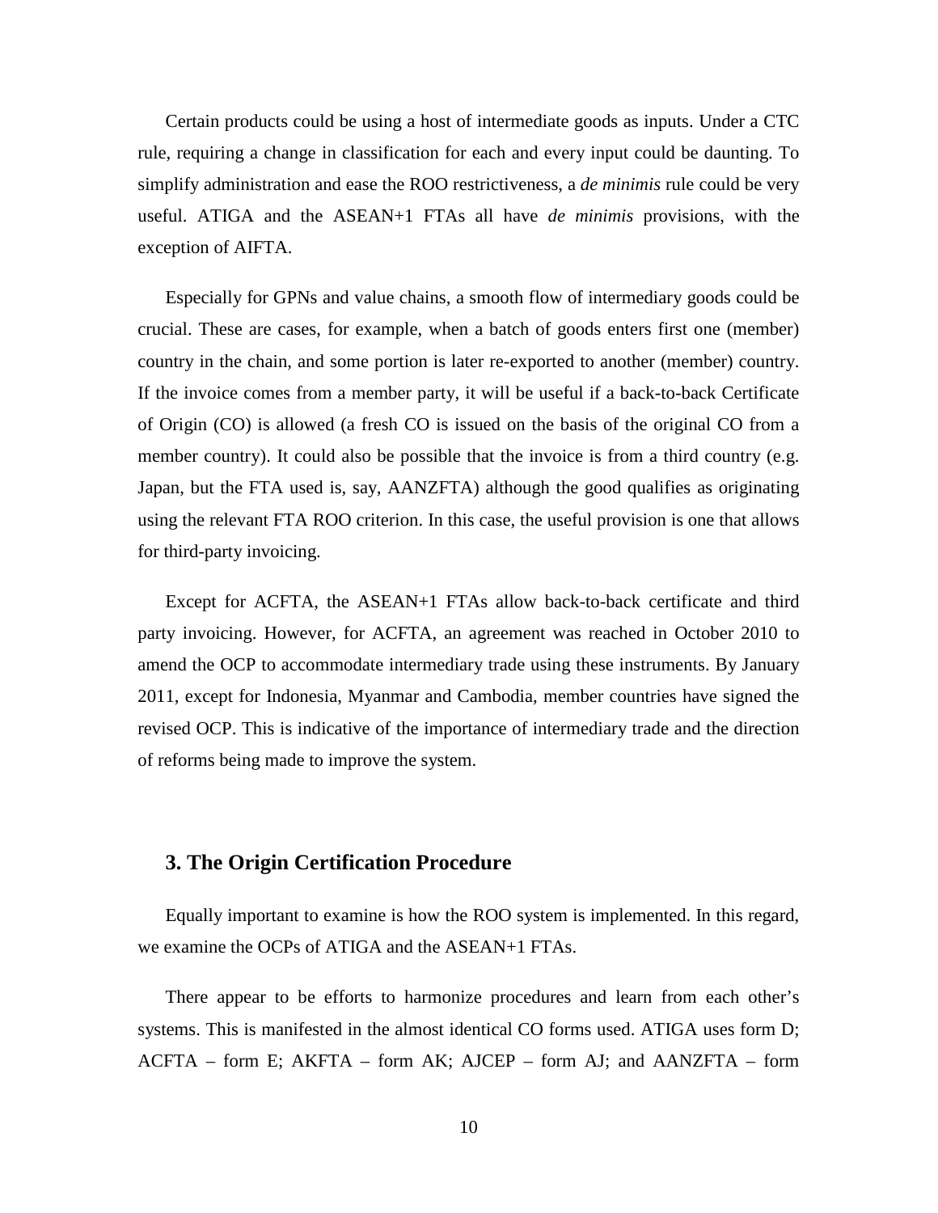Certain products could be using a host of intermediate goods as inputs. Under a CTC rule, requiring a change in classification for each and every input could be daunting. To simplify administration and ease the ROO restrictiveness, a *de minimis* rule could be very useful. ATIGA and the ASEAN+1 FTAs all have *de minimis* provisions, with the exception of AIFTA.

Especially for GPNs and value chains, a smooth flow of intermediary goods could be crucial. These are cases, for example, when a batch of goods enters first one (member) country in the chain, and some portion is later re-exported to another (member) country. If the invoice comes from a member party, it will be useful if a back-to-back Certificate of Origin (CO) is allowed (a fresh CO is issued on the basis of the original CO from a member country). It could also be possible that the invoice is from a third country (e.g. Japan, but the FTA used is, say, AANZFTA) although the good qualifies as originating using the relevant FTA ROO criterion. In this case, the useful provision is one that allows for third-party invoicing.

Except for ACFTA, the ASEAN+1 FTAs allow back-to-back certificate and third party invoicing. However, for ACFTA, an agreement was reached in October 2010 to amend the OCP to accommodate intermediary trade using these instruments. By January 2011, except for Indonesia, Myanmar and Cambodia, member countries have signed the revised OCP. This is indicative of the importance of intermediary trade and the direction of reforms being made to improve the system.

## 3. The Origin Certification Procedure

Equally important to examine is how the ROO system is implemented. In this regard, we examine the OCPs of ATIGA and the ASEAN+1 FTAs.

There appear to be efforts to harmonize procedures and learn from each other's systems. This is manifested in the almost identical CO forms used. ATIGA uses form D; ACFTA – form E; AKFTA – form AK; AJCEP – form AJ; and AANZFTA – form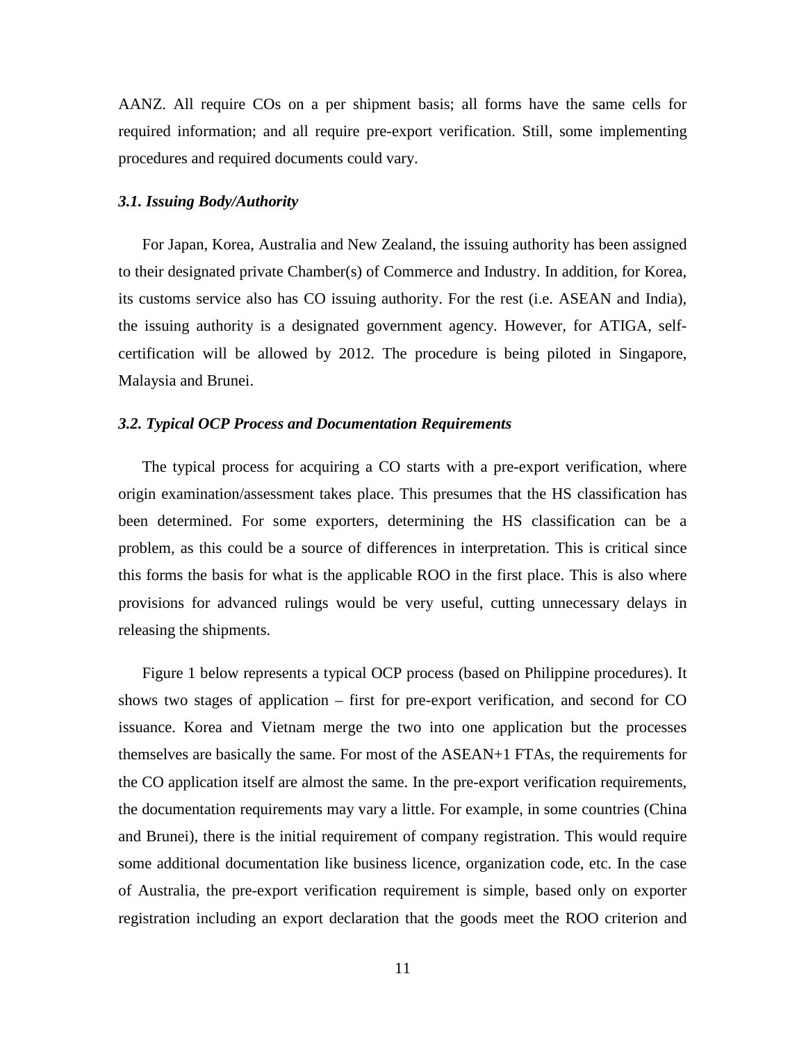AANZ. All require COs on a per shipment basis; all forms have the same cells for required information; and all require pre-export verification. Still, some implementing procedures and required documents could vary.

### *3.1. Issuing Body/Authority*

For Japan, Korea, Australia and New Zealand, the issuing authority has been assigned to their designated private Chamber(s) of Commerce and Industry. In addition, for Korea, its customs service also has CO issuing authority. For the rest (i.e. ASEAN and India), the issuing authority is a designated government agency. However, for ATIGA, self-certification will be allowed by 2012. The procedure is being piloted in Singapore, Malaysia and Brunei.

### *3.2. Typical OCP Process and Documentation Requirements*

The typical process for acquiring a CO starts with a pre-export verification, where origin examination/assessment takes place. This presumes that the HS classification has been determined. For some exporters, determining the HS classification can be a problem, as this could be a source of differences in interpretation. This is critical since this forms the basis for what is the applicable ROO in the first place. This is also where provisions for advanced rulings would be very useful, cutting unnecessary delays in releasing the shipments.

Figure 1 below represents a typical OCP process (based on Philippine procedures). It shows two stages of application – first for pre-export verification, and second for CO issuance. Korea and Vietnam merge the two into one application but the processes themselves are basically the same. For most of the ASEAN+1 FTAs, the requirements for the CO application itself are almost the same. In the pre-export verification requirements, the documentation requirements may vary a little. For example, in some countries (China and Brunei), there is the initial requirement of company registration. This would require some additional documentation like business licence, organization code, etc. In the case of Australia, the pre-export verification requirement is simple, based only on exporter registration including an export declaration that the goods meet the ROO criterion and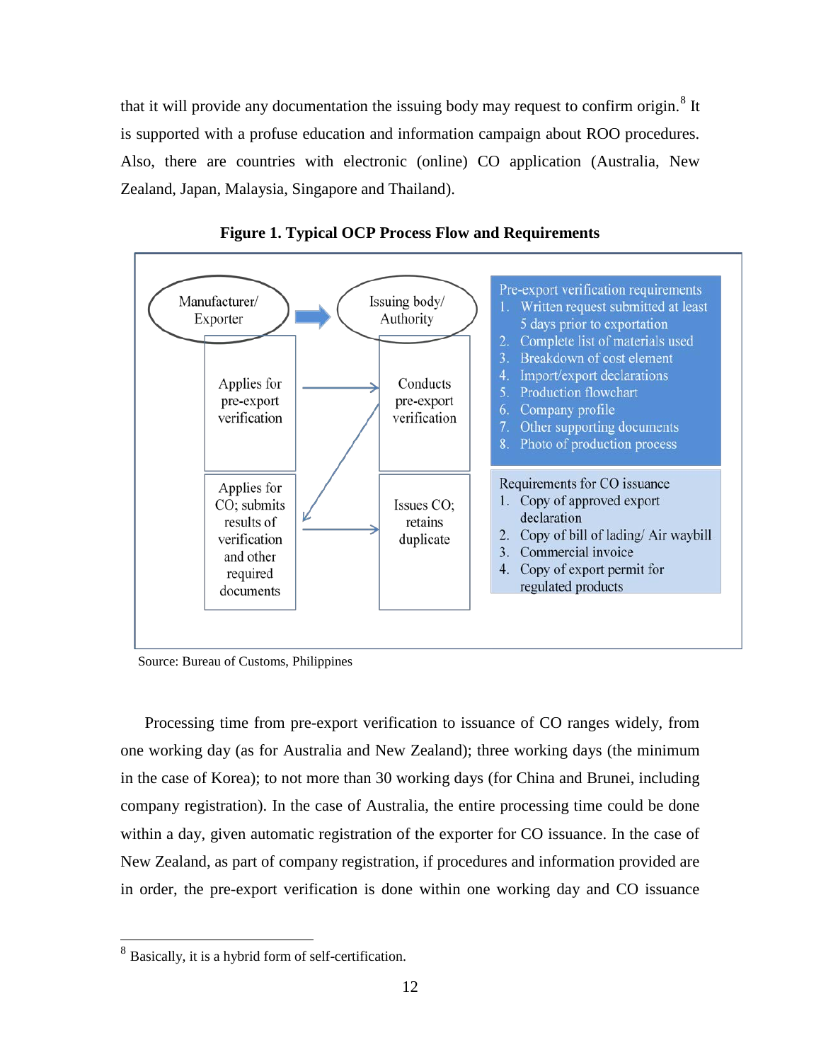that it will provide any documentation the issuing body may request to confirm origin.[8] It is supported with a profuse education and information campaign about ROO procedures. Also, there are countries with electronic (online) CO application (Australia, New Zealand, Japan, Malaysia, Singapore and Thailand).

**Figure 1. Typical OCP Process Flow and Requirements**

Manufacturer/ Exporter → Issuing body/ Authority

Applies for pre-export verification → Conducts pre-export verification

Applies for CO; submits results of verification and other required documents → Issues CO; retains duplicate

Pre-export verification requirements
1. Written request submitted at least 5 days prior to exportation
2. Complete list of materials used
3. Breakdown of cost element
4. Import/export declarations
5. Production flowchart
6. Company profile
7. Other supporting documents
8. Photo of production process

Requirements for CO issuance
1. Copy of approved export declaration
2. Copy of bill of lading/ Air waybill
3. Commercial invoice
4. Copy of export permit for regulated products

Source: Bureau of Customs, Philippines

Processing time from pre-export verification to issuance of CO ranges widely, from one working day (as for Australia and New Zealand); three working days (the minimum in the case of Korea); to not more than 30 working days (for China and Brunei, including company registration). In the case of Australia, the entire processing time could be done within a day, given automatic registration of the exporter for CO issuance. In the case of New Zealand, as part of company registration, if procedures and information provided are in order, the pre-export verification is done within one working day and CO issuance

[8] Basically, it is a hybrid form of self-certification.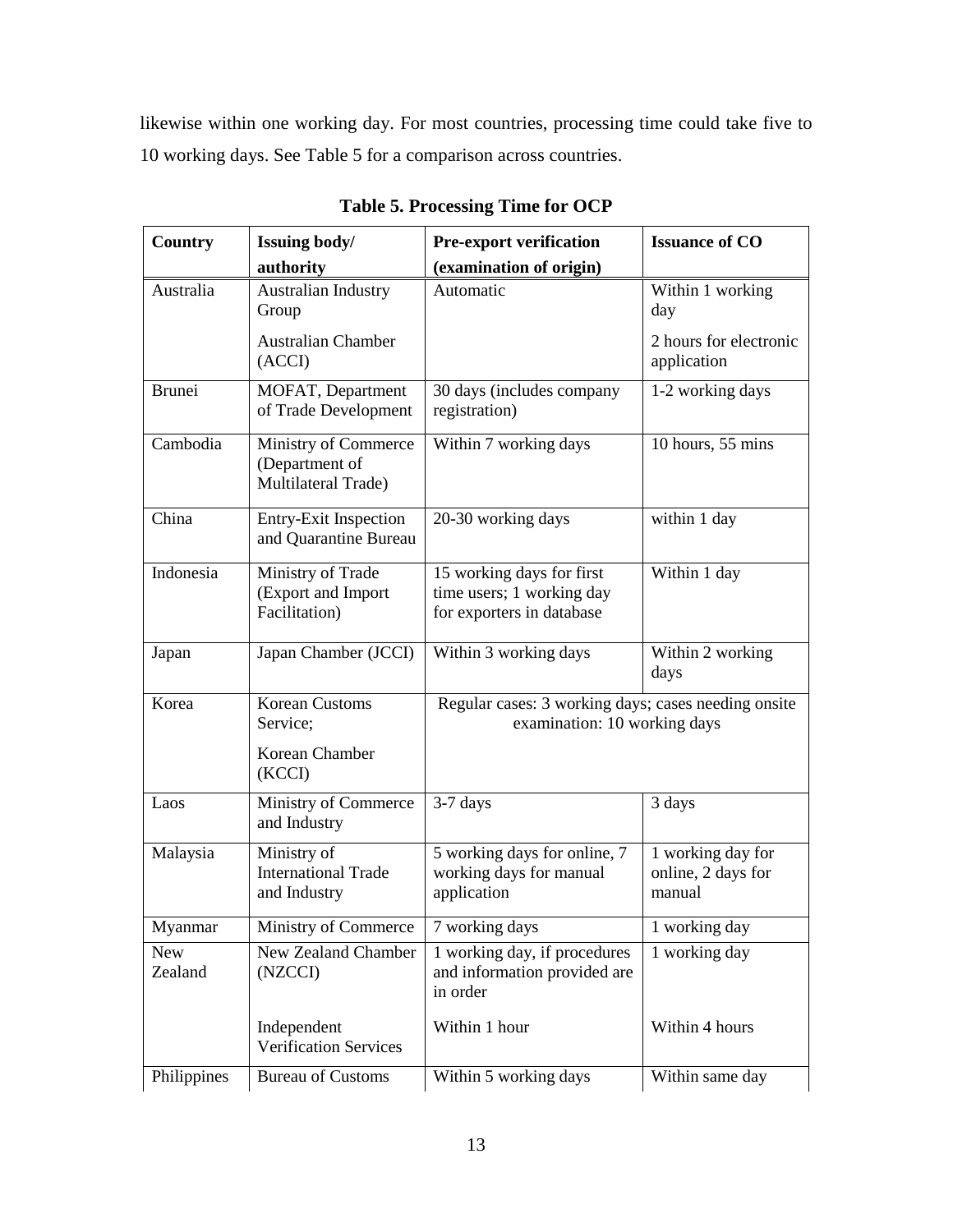likewise within one working day. For most countries, processing time could take five to 10 working days. See Table 5 for a comparison across countries.

**Table 5. Processing Time for OCP**

| Country | Issuing body/ authority | Pre-export verification (examination of origin) | Issuance of CO |
|---|---|---|---|
| Australia | Australian Industry Group<br><br>Australian Chamber (ACCI) | Automatic | Within 1 working day<br><br>2 hours for electronic application |
| Brunei | MOFAT, Department of Trade Development | 30 days (includes company registration) | 1-2 working days |
| Cambodia | Ministry of Commerce (Department of Multilateral Trade) | Within 7 working days | 10 hours, 55 mins |
| China | Entry-Exit Inspection and Quarantine Bureau | 20-30 working days | within 1 day |
| Indonesia | Ministry of Trade (Export and Import Facilitation) | 15 working days for first time users; 1 working day for exporters in database | Within 1 day |
| Japan | Japan Chamber (JCCI) | Within 3 working days | Within 2 working days |
| Korea | Korean Customs Service;<br><br>Korean Chamber (KCCI) | Regular cases: 3 working days; cases needing onsite examination: 10 working days | |
| Laos | Ministry of Commerce and Industry | 3-7 days | 3 days |
| Malaysia | Ministry of International Trade and Industry | 5 working days for online, 7 working days for manual application | 1 working day for online, 2 days for manual |
| Myanmar | Ministry of Commerce | 7 working days | 1 working day |
| New Zealand | New Zealand Chamber (NZCCI) | 1 working day, if procedures and information provided are in order | 1 working day |
| | Independent Verification Services | Within 1 hour | Within 4 hours |
| Philippines | Bureau of Customs | Within 5 working days | Within same day |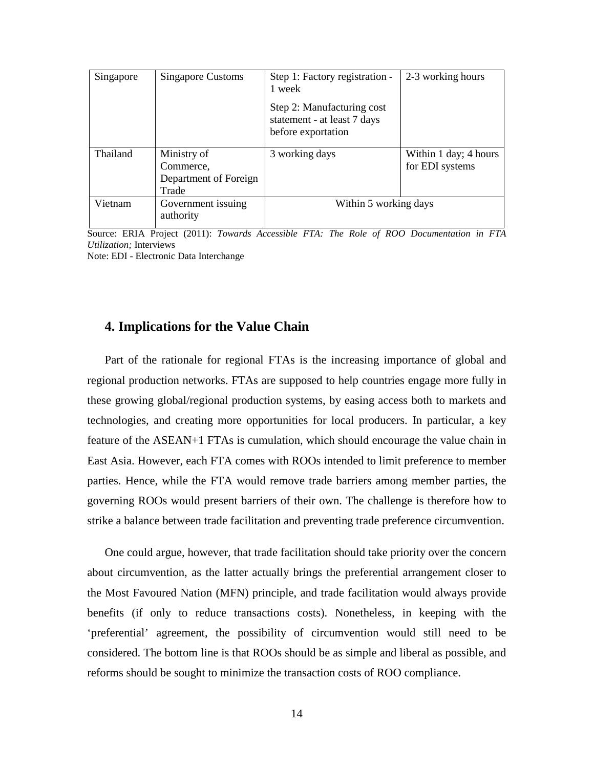| | | | |
|---|---|---|---|
| Singapore | Singapore Customs | Step 1: Factory registration - 1 week<br>Step 2: Manufacturing cost statement - at least 7 days before exportation | 2-3 working hours |
| Thailand | Ministry of Commerce, Department of Foreign Trade | 3 working days | Within 1 day; 4 hours for EDI systems |
| Vietnam | Government issuing authority | Within 5 working days | |

Source: ERIA Project (2011): *Towards Accessible FTA: The Role of ROO Documentation in FTA Utilization;* Interviews

Note: EDI - Electronic Data Interchange

## 4. Implications for the Value Chain

Part of the rationale for regional FTAs is the increasing importance of global and regional production networks. FTAs are supposed to help countries engage more fully in these growing global/regional production systems, by easing access both to markets and technologies, and creating more opportunities for local producers. In particular, a key feature of the ASEAN+1 FTAs is cumulation, which should encourage the value chain in East Asia. However, each FTA comes with ROOs intended to limit preference to member parties. Hence, while the FTA would remove trade barriers among member parties, the governing ROOs would present barriers of their own. The challenge is therefore how to strike a balance between trade facilitation and preventing trade preference circumvention.

One could argue, however, that trade facilitation should take priority over the concern about circumvention, as the latter actually brings the preferential arrangement closer to the Most Favoured Nation (MFN) principle, and trade facilitation would always provide benefits (if only to reduce transactions costs). Nonetheless, in keeping with the 'preferential' agreement, the possibility of circumvention would still need to be considered. The bottom line is that ROOs should be as simple and liberal as possible, and reforms should be sought to minimize the transaction costs of ROO compliance.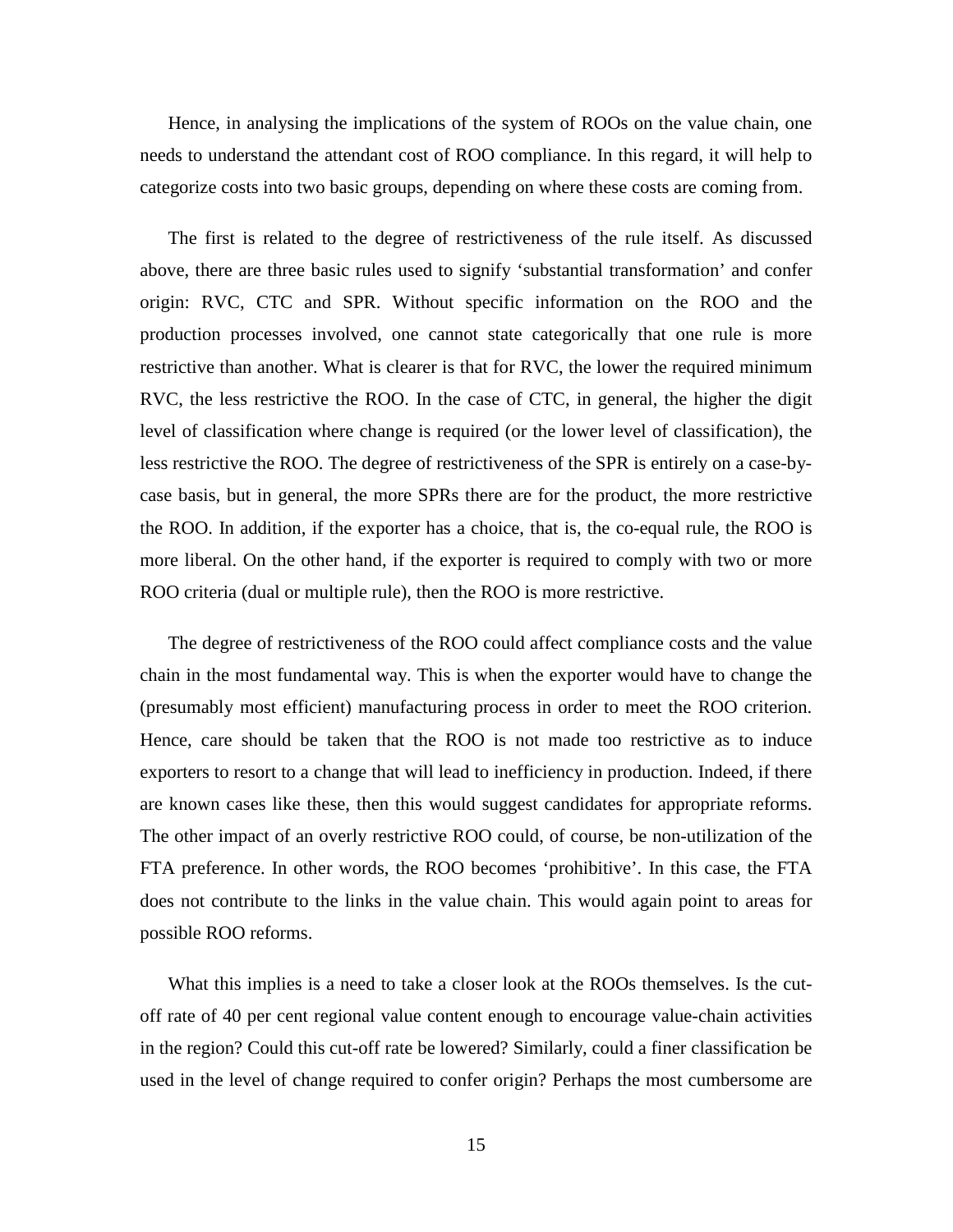Hence, in analysing the implications of the system of ROOs on the value chain, one needs to understand the attendant cost of ROO compliance. In this regard, it will help to categorize costs into two basic groups, depending on where these costs are coming from.

The first is related to the degree of restrictiveness of the rule itself. As discussed above, there are three basic rules used to signify 'substantial transformation' and confer origin: RVC, CTC and SPR. Without specific information on the ROO and the production processes involved, one cannot state categorically that one rule is more restrictive than another. What is clearer is that for RVC, the lower the required minimum RVC, the less restrictive the ROO. In the case of CTC, in general, the higher the digit level of classification where change is required (or the lower level of classification), the less restrictive the ROO. The degree of restrictiveness of the SPR is entirely on a case-by-case basis, but in general, the more SPRs there are for the product, the more restrictive the ROO. In addition, if the exporter has a choice, that is, the co-equal rule, the ROO is more liberal. On the other hand, if the exporter is required to comply with two or more ROO criteria (dual or multiple rule), then the ROO is more restrictive.

The degree of restrictiveness of the ROO could affect compliance costs and the value chain in the most fundamental way. This is when the exporter would have to change the (presumably most efficient) manufacturing process in order to meet the ROO criterion. Hence, care should be taken that the ROO is not made too restrictive as to induce exporters to resort to a change that will lead to inefficiency in production. Indeed, if there are known cases like these, then this would suggest candidates for appropriate reforms. The other impact of an overly restrictive ROO could, of course, be non-utilization of the FTA preference. In other words, the ROO becomes 'prohibitive'. In this case, the FTA does not contribute to the links in the value chain. This would again point to areas for possible ROO reforms.

What this implies is a need to take a closer look at the ROOs themselves. Is the cut-off rate of 40 per cent regional value content enough to encourage value-chain activities in the region? Could this cut-off rate be lowered? Similarly, could a finer classification be used in the level of change required to confer origin? Perhaps the most cumbersome are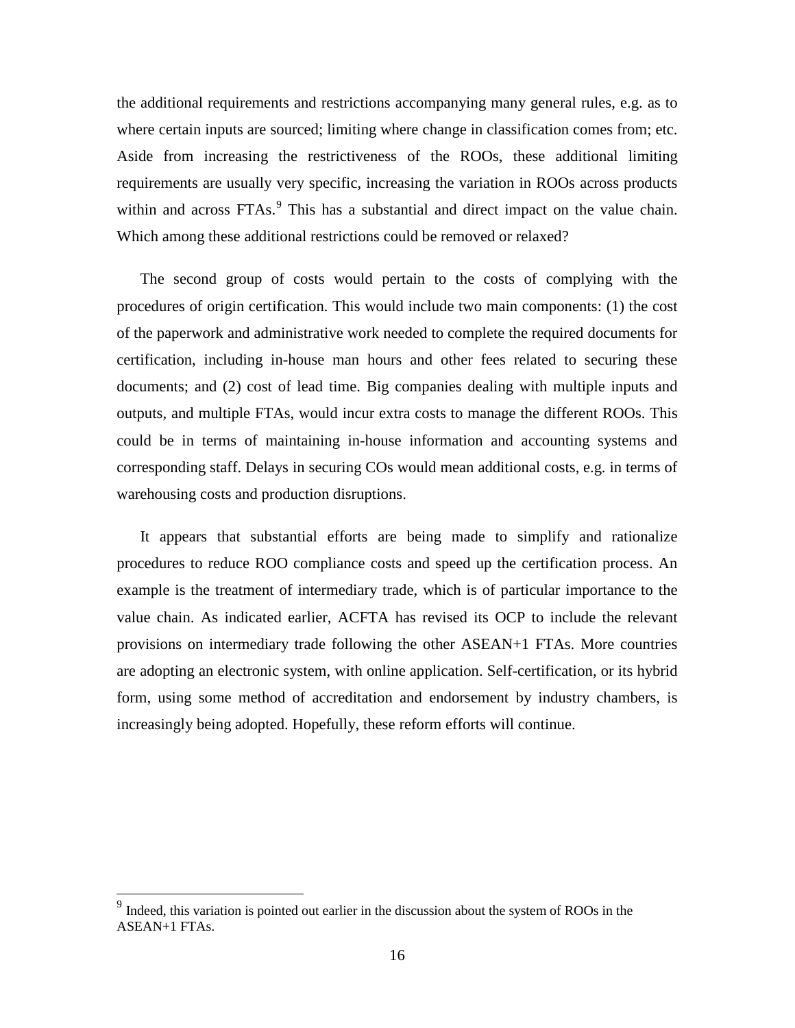the additional requirements and restrictions accompanying many general rules, e.g. as to where certain inputs are sourced; limiting where change in classification comes from; etc. Aside from increasing the restrictiveness of the ROOs, these additional limiting requirements are usually very specific, increasing the variation in ROOs across products within and across FTAs.[9] This has a substantial and direct impact on the value chain. Which among these additional restrictions could be removed or relaxed?

The second group of costs would pertain to the costs of complying with the procedures of origin certification. This would include two main components: (1) the cost of the paperwork and administrative work needed to complete the required documents for certification, including in-house man hours and other fees related to securing these documents; and (2) cost of lead time. Big companies dealing with multiple inputs and outputs, and multiple FTAs, would incur extra costs to manage the different ROOs. This could be in terms of maintaining in-house information and accounting systems and corresponding staff. Delays in securing COs would mean additional costs, e.g. in terms of warehousing costs and production disruptions.

It appears that substantial efforts are being made to simplify and rationalize procedures to reduce ROO compliance costs and speed up the certification process. An example is the treatment of intermediary trade, which is of particular importance to the value chain. As indicated earlier, ACFTA has revised its OCP to include the relevant provisions on intermediary trade following the other ASEAN+1 FTAs. More countries are adopting an electronic system, with online application. Self-certification, or its hybrid form, using some method of accreditation and endorsement by industry chambers, is increasingly being adopted. Hopefully, these reform efforts will continue.

---

[9] Indeed, this variation is pointed out earlier in the discussion about the system of ROOs in the ASEAN+1 FTAs.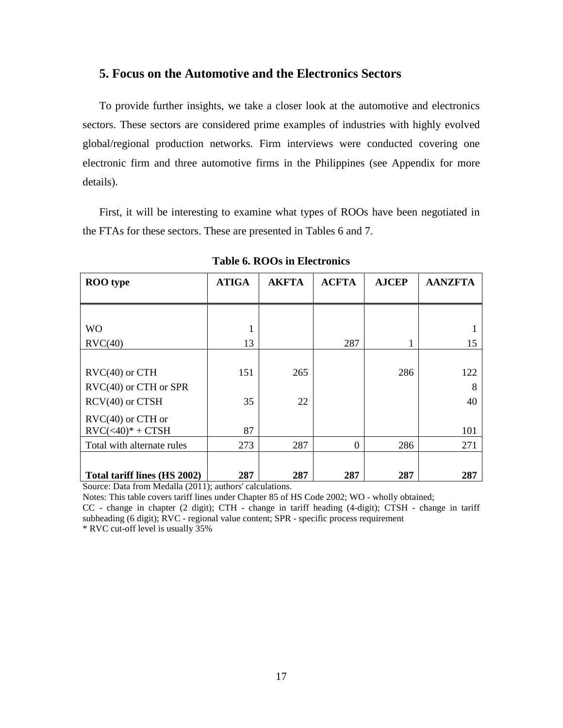## 5. Focus on the Automotive and the Electronics Sectors

To provide further insights, we take a closer look at the automotive and electronics sectors. These sectors are considered prime examples of industries with highly evolved global/regional production networks. Firm interviews were conducted covering one electronic firm and three automotive firms in the Philippines (see Appendix for more details).

First, it will be interesting to examine what types of ROOs have been negotiated in the FTAs for these sectors. These are presented in Tables 6 and 7.

**Table 6. ROOs in Electronics**

| ROO type | ATIGA | AKFTA | ACFTA | AJCEP | AANZFTA |
|---|---|---|---|---|---|
| WO | 1 | | | | 1 |
| RVC(40) | 13 | | 287 | 1 | 15 |
| RVC(40) or CTH | 151 | 265 | | 286 | 122 |
| RVC(40) or CTH or SPR | | | | | 8 |
| RCV(40) or CTSH | 35 | 22 | | | 40 |
| RVC(40) or CTH or RVC(<40)* + CTSH | 87 | | | | 101 |
| Total with alternate rules | 273 | 287 | 0 | 286 | 271 |
| **Total tariff lines (HS 2002)** | **287** | **287** | **287** | **287** | **287** |

Source: Data from Medalla (2011); authors' calculations.

Notes: This table covers tariff lines under Chapter 85 of HS Code 2002; WO - wholly obtained;

CC - change in chapter (2 digit); CTH - change in tariff heading (4-digit); CTSH - change in tariff subheading (6 digit); RVC - regional value content; SPR - specific process requirement

* RVC cut-off level is usually 35%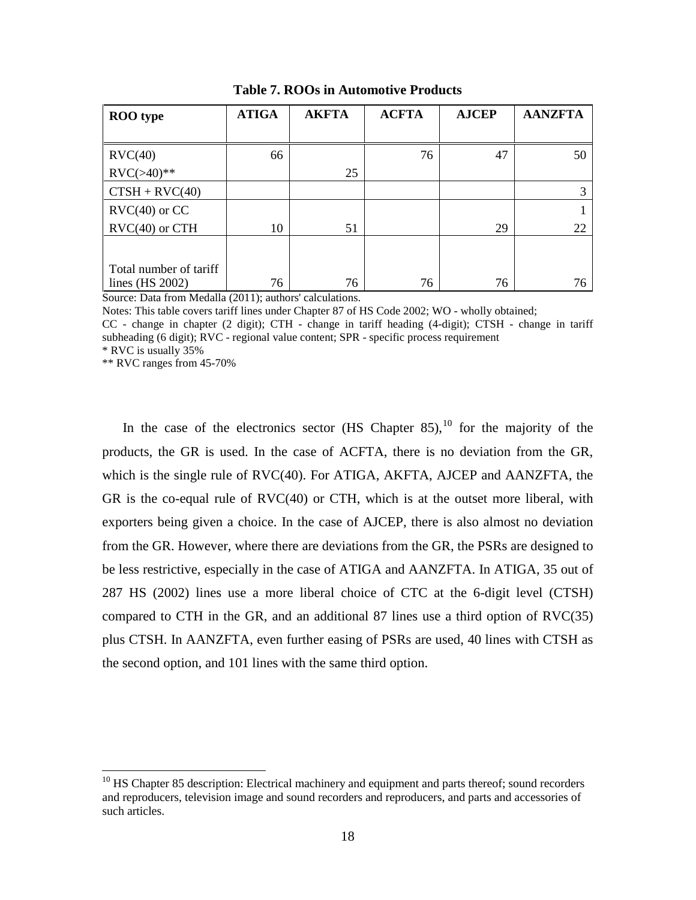**Table 7. ROOs in Automotive Products**

| ROO type | ATIGA | AKFTA | ACFTA | AJCEP | AANZFTA |
|---|---|---|---|---|---|
| RVC(40) | 66 | | 76 | 47 | 50 |
| RVC(>40)** | | 25 | | | |
| CTSH + RVC(40) | | | | | 3 |
| RVC(40) or CC | | | | | 1 |
| RVC(40) or CTH | 10 | 51 | | 29 | 22 |
| Total number of tariff lines (HS 2002) | 76 | 76 | 76 | 76 | 76 |

Source: Data from Medalla (2011); authors' calculations.

Notes: This table covers tariff lines under Chapter 87 of HS Code 2002; WO - wholly obtained; CC - change in chapter (2 digit); CTH - change in tariff heading (4-digit); CTSH - change in tariff subheading (6 digit); RVC - regional value content; SPR - specific process requirement

* RVC is usually 35%

** RVC ranges from 45-70%

In the case of the electronics sector (HS Chapter 85),[10] for the majority of the products, the GR is used. In the case of ACFTA, there is no deviation from the GR, which is the single rule of RVC(40). For ATIGA, AKFTA, AJCEP and AANZFTA, the GR is the co-equal rule of RVC(40) or CTH, which is at the outset more liberal, with exporters being given a choice. In the case of AJCEP, there is also almost no deviation from the GR. However, where there are deviations from the GR, the PSRs are designed to be less restrictive, especially in the case of ATIGA and AANZFTA. In ATIGA, 35 out of 287 HS (2002) lines use a more liberal choice of CTC at the 6-digit level (CTSH) compared to CTH in the GR, and an additional 87 lines use a third option of RVC(35) plus CTSH. In AANZFTA, even further easing of PSRs are used, 40 lines with CTSH as the second option, and 101 lines with the same third option.

[10] HS Chapter 85 description: Electrical machinery and equipment and parts thereof; sound recorders and reproducers, television image and sound recorders and reproducers, and parts and accessories of such articles.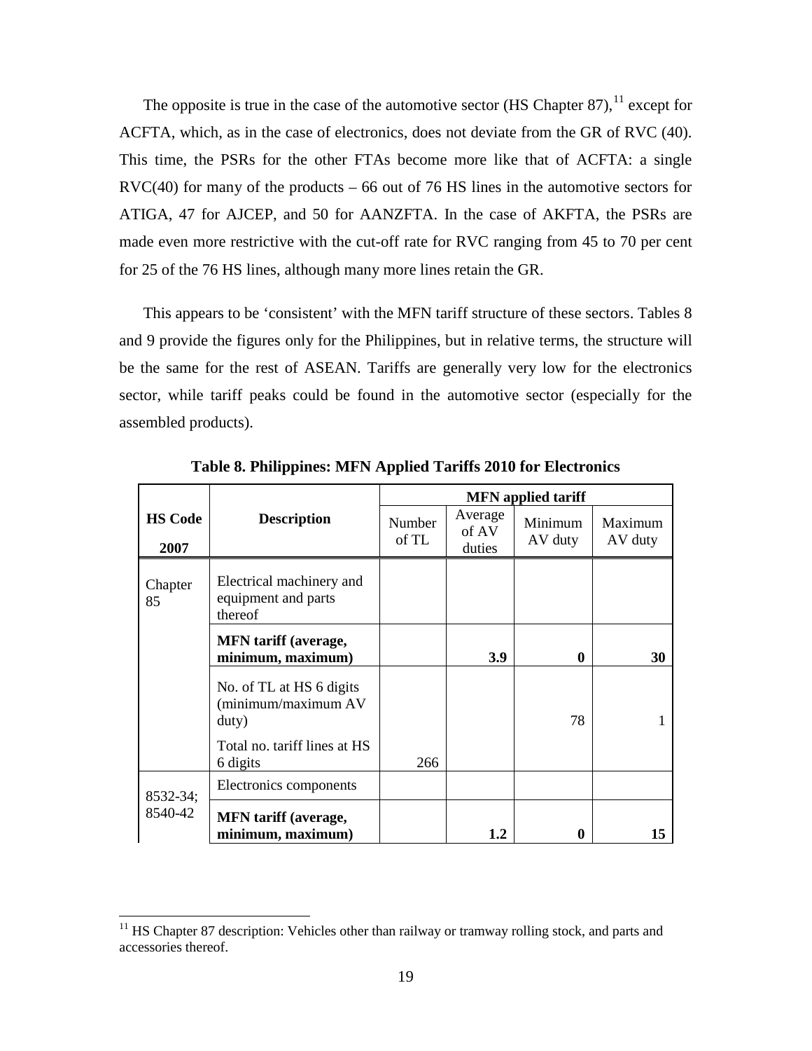The opposite is true in the case of the automotive sector (HS Chapter 87),[11] except for ACFTA, which, as in the case of electronics, does not deviate from the GR of RVC (40). This time, the PSRs for the other FTAs become more like that of ACFTA: a single RVC(40) for many of the products – 66 out of 76 HS lines in the automotive sectors for ATIGA, 47 for AJCEP, and 50 for AANZFTA. In the case of AKFTA, the PSRs are made even more restrictive with the cut-off rate for RVC ranging from 45 to 70 per cent for 25 of the 76 HS lines, although many more lines retain the GR.

This appears to be 'consistent' with the MFN tariff structure of these sectors. Tables 8 and 9 provide the figures only for the Philippines, but in relative terms, the structure will be the same for the rest of ASEAN. Tariffs are generally very low for the electronics sector, while tariff peaks could be found in the automotive sector (especially for the assembled products).

**Table 8. Philippines: MFN Applied Tariffs 2010 for Electronics**

| HS Code 2007 | Description | MFN applied tariff | | | |
|---|---|---|---|---|---|
| | | Number of TL | Average of AV duties | Minimum AV duty | Maximum AV duty |
| Chapter 85 | Electrical machinery and equipment and parts thereof | | | | |
| | **MFN tariff (average, minimum, maximum)** | | **3.9** | **0** | **30** |
| | No. of TL at HS 6 digits (minimum/maximum AV duty) | | | 78 | 1 |
| | Total no. tariff lines at HS 6 digits | 266 | | | |
| 8532-34; 8540-42 | Electronics components | | | | |
| | **MFN tariff (average, minimum, maximum)** | | **1.2** | **0** | **15** |

[11] HS Chapter 87 description: Vehicles other than railway or tramway rolling stock, and parts and accessories thereof.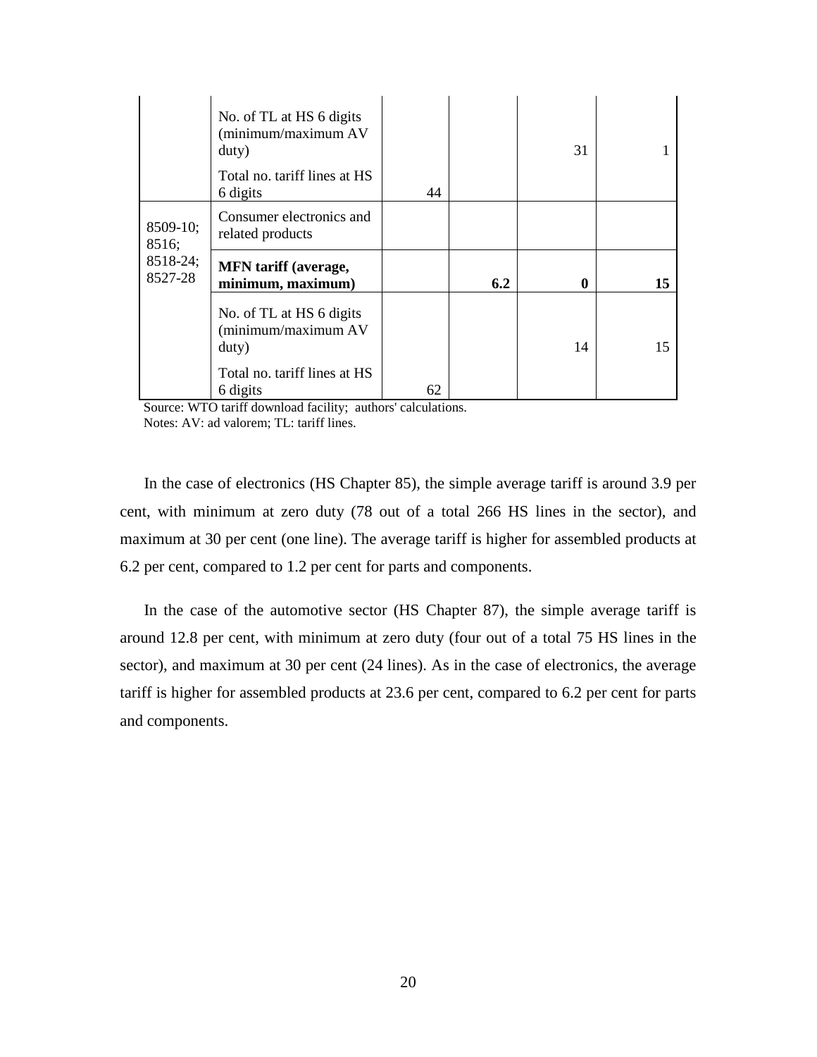|  |  |  |  |  |  |
|---|---|---|---|---|---|
|  | No. of TL at HS 6 digits (minimum/maximum AV duty) |  |  | 31 | 1 |
|  | Total no. tariff lines at HS 6 digits | 44 |  |  |  |
| 8509-10; 8516; 8518-24; 8527-28 | Consumer electronics and related products |  |  |  |  |
|  | **MFN tariff (average, minimum, maximum)** |  | **6.2** | **0** | **15** |
|  | No. of TL at HS 6 digits (minimum/maximum AV duty) |  |  | 14 | 15 |
|  | Total no. tariff lines at HS 6 digits | 62 |  |  |  |

Source: WTO tariff download facility; authors' calculations.
Notes: AV: ad valorem; TL: tariff lines.

In the case of electronics (HS Chapter 85), the simple average tariff is around 3.9 per cent, with minimum at zero duty (78 out of a total 266 HS lines in the sector), and maximum at 30 per cent (one line). The average tariff is higher for assembled products at 6.2 per cent, compared to 1.2 per cent for parts and components.

In the case of the automotive sector (HS Chapter 87), the simple average tariff is around 12.8 per cent, with minimum at zero duty (four out of a total 75 HS lines in the sector), and maximum at 30 per cent (24 lines). As in the case of electronics, the average tariff is higher for assembled products at 23.6 per cent, compared to 6.2 per cent for parts and components.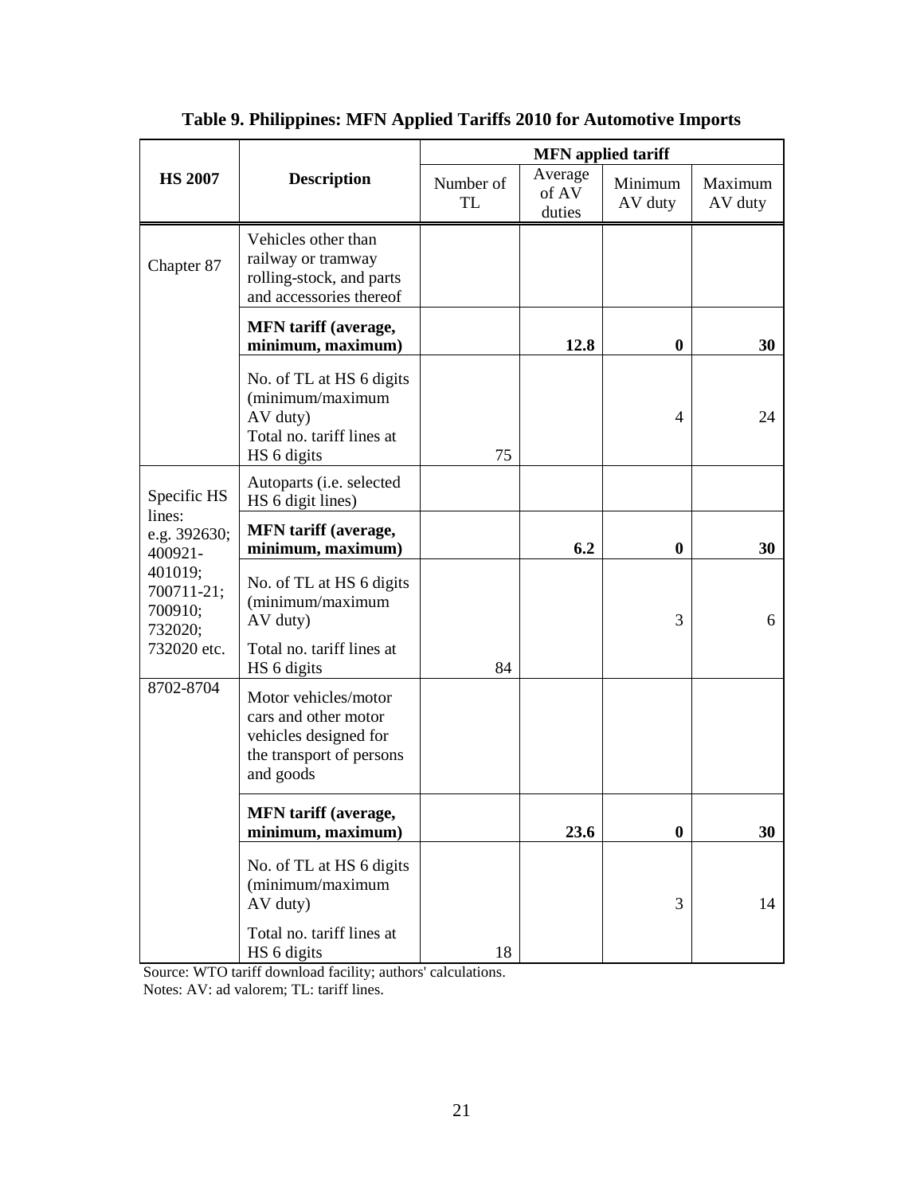**Table 9. Philippines: MFN Applied Tariffs 2010 for Automotive Imports**

| HS 2007 | Description | MFN applied tariff | | | |
|---|---|---|---|---|---|
| | | Number of TL | Average of AV duties | Minimum AV duty | Maximum AV duty |
| Chapter 87 | Vehicles other than railway or tramway rolling-stock, and parts and accessories thereof | | | | |
| | **MFN tariff (average, minimum, maximum)** | | **12.8** | **0** | **30** |
| | No. of TL at HS 6 digits (minimum/maximum AV duty) Total no. tariff lines at HS 6 digits | 75 | | 4 | 24 |
| Specific HS lines: e.g. 392630; 400921-401019; 700711-21; 700910; 732020; 732020 etc. | Autoparts (i.e. selected HS 6 digit lines) | | | | |
| | **MFN tariff (average, minimum, maximum)** | | **6.2** | **0** | **30** |
| | No. of TL at HS 6 digits (minimum/maximum AV duty) Total no. tariff lines at HS 6 digits | 84 | | 3 | 6 |
| 8702-8704 | Motor vehicles/motor cars and other motor vehicles designed for the transport of persons and goods | | | | |
| | **MFN tariff (average, minimum, maximum)** | | **23.6** | **0** | **30** |
| | No. of TL at HS 6 digits (minimum/maximum AV duty) Total no. tariff lines at HS 6 digits | 18 | | 3 | 14 |

Source: WTO tariff download facility; authors' calculations.
Notes: AV: ad valorem; TL: tariff lines.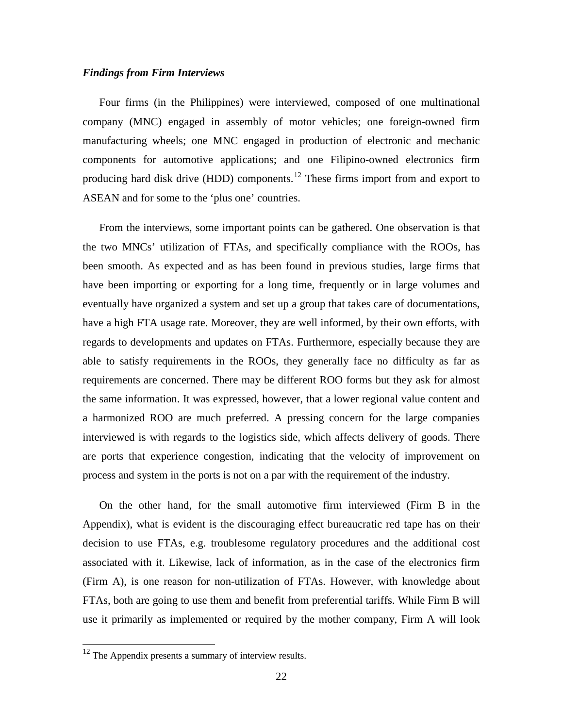### *Findings from Firm Interviews*

Four firms (in the Philippines) were interviewed, composed of one multinational company (MNC) engaged in assembly of motor vehicles; one foreign-owned firm manufacturing wheels; one MNC engaged in production of electronic and mechanic components for automotive applications; and one Filipino-owned electronics firm producing hard disk drive (HDD) components.[12] These firms import from and export to ASEAN and for some to the 'plus one' countries.

From the interviews, some important points can be gathered. One observation is that the two MNCs' utilization of FTAs, and specifically compliance with the ROOs, has been smooth. As expected and as has been found in previous studies, large firms that have been importing or exporting for a long time, frequently or in large volumes and eventually have organized a system and set up a group that takes care of documentations, have a high FTA usage rate. Moreover, they are well informed, by their own efforts, with regards to developments and updates on FTAs. Furthermore, especially because they are able to satisfy requirements in the ROOs, they generally face no difficulty as far as requirements are concerned. There may be different ROO forms but they ask for almost the same information. It was expressed, however, that a lower regional value content and a harmonized ROO are much preferred. A pressing concern for the large companies interviewed is with regards to the logistics side, which affects delivery of goods. There are ports that experience congestion, indicating that the velocity of improvement on process and system in the ports is not on a par with the requirement of the industry.

On the other hand, for the small automotive firm interviewed (Firm B in the Appendix), what is evident is the discouraging effect bureaucratic red tape has on their decision to use FTAs, e.g. troublesome regulatory procedures and the additional cost associated with it. Likewise, lack of information, as in the case of the electronics firm (Firm A), is one reason for non-utilization of FTAs. However, with knowledge about FTAs, both are going to use them and benefit from preferential tariffs. While Firm B will use it primarily as implemented or required by the mother company, Firm A will look

---

[12] The Appendix presents a summary of interview results.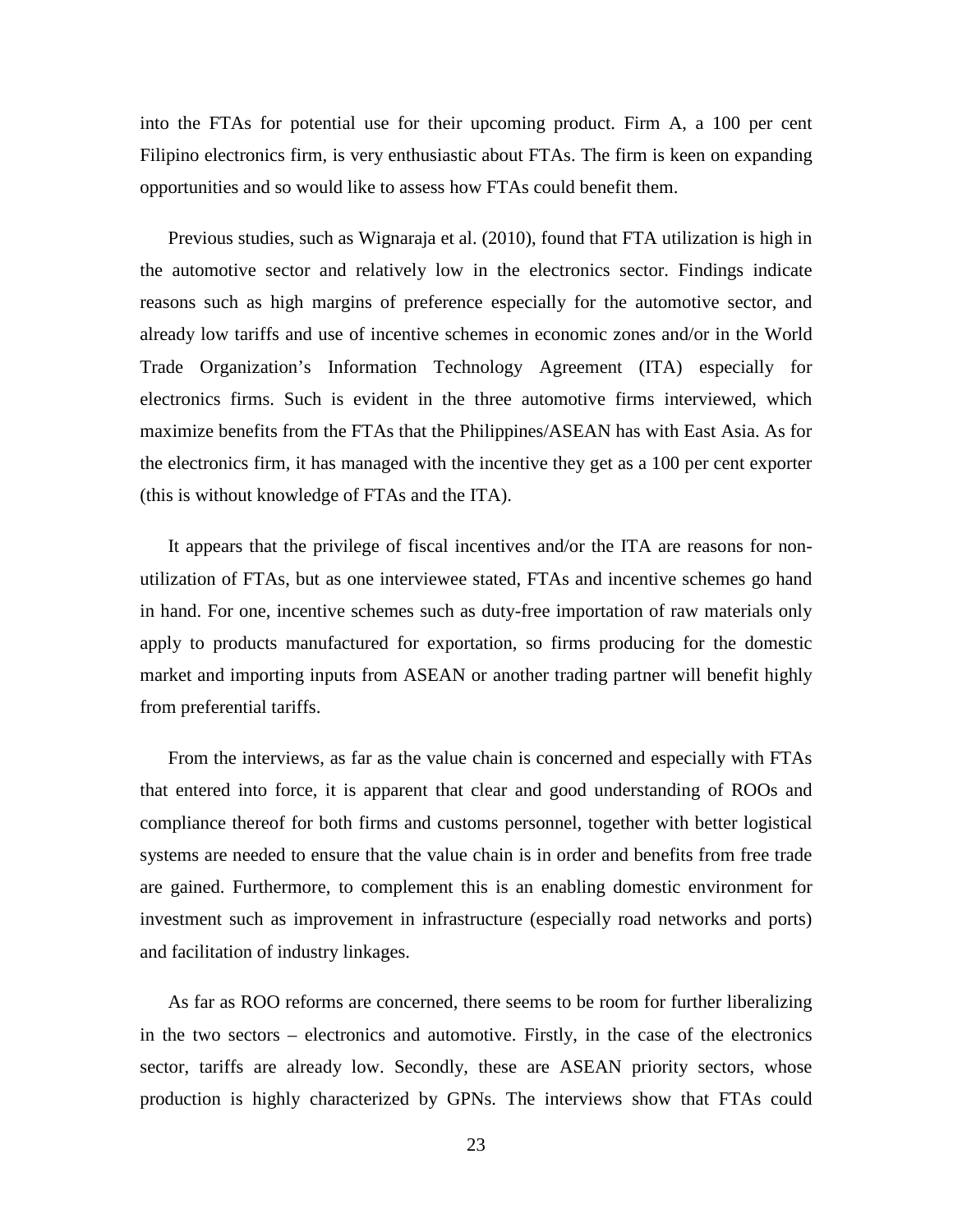into the FTAs for potential use for their upcoming product. Firm A, a 100 per cent Filipino electronics firm, is very enthusiastic about FTAs. The firm is keen on expanding opportunities and so would like to assess how FTAs could benefit them.

Previous studies, such as Wignaraja et al. (2010), found that FTA utilization is high in the automotive sector and relatively low in the electronics sector. Findings indicate reasons such as high margins of preference especially for the automotive sector, and already low tariffs and use of incentive schemes in economic zones and/or in the World Trade Organization's Information Technology Agreement (ITA) especially for electronics firms. Such is evident in the three automotive firms interviewed, which maximize benefits from the FTAs that the Philippines/ASEAN has with East Asia. As for the electronics firm, it has managed with the incentive they get as a 100 per cent exporter (this is without knowledge of FTAs and the ITA).

It appears that the privilege of fiscal incentives and/or the ITA are reasons for non-utilization of FTAs, but as one interviewee stated, FTAs and incentive schemes go hand in hand. For one, incentive schemes such as duty-free importation of raw materials only apply to products manufactured for exportation, so firms producing for the domestic market and importing inputs from ASEAN or another trading partner will benefit highly from preferential tariffs.

From the interviews, as far as the value chain is concerned and especially with FTAs that entered into force, it is apparent that clear and good understanding of ROOs and compliance thereof for both firms and customs personnel, together with better logistical systems are needed to ensure that the value chain is in order and benefits from free trade are gained. Furthermore, to complement this is an enabling domestic environment for investment such as improvement in infrastructure (especially road networks and ports) and facilitation of industry linkages.

As far as ROO reforms are concerned, there seems to be room for further liberalizing in the two sectors – electronics and automotive. Firstly, in the case of the electronics sector, tariffs are already low. Secondly, these are ASEAN priority sectors, whose production is highly characterized by GPNs. The interviews show that FTAs could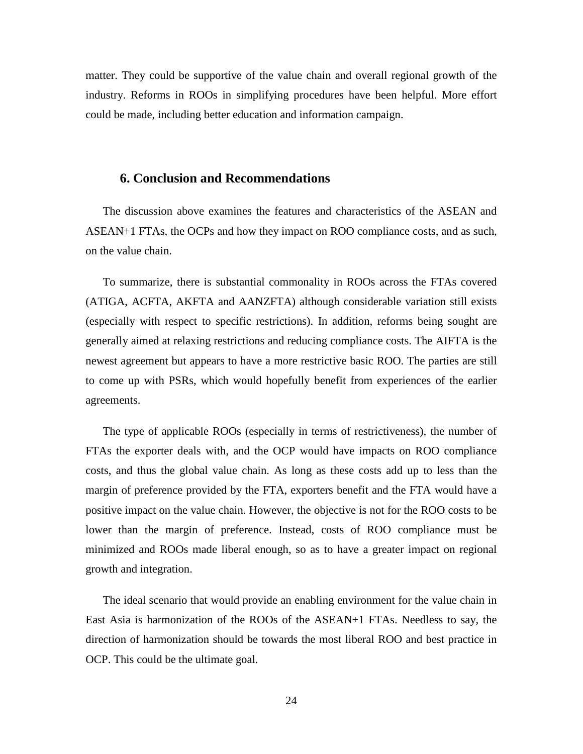matter. They could be supportive of the value chain and overall regional growth of the industry. Reforms in ROOs in simplifying procedures have been helpful. More effort could be made, including better education and information campaign.

## 6. Conclusion and Recommendations

The discussion above examines the features and characteristics of the ASEAN and ASEAN+1 FTAs, the OCPs and how they impact on ROO compliance costs, and as such, on the value chain.

To summarize, there is substantial commonality in ROOs across the FTAs covered (ATIGA, ACFTA, AKFTA and AANZFTA) although considerable variation still exists (especially with respect to specific restrictions). In addition, reforms being sought are generally aimed at relaxing restrictions and reducing compliance costs. The AIFTA is the newest agreement but appears to have a more restrictive basic ROO. The parties are still to come up with PSRs, which would hopefully benefit from experiences of the earlier agreements.

The type of applicable ROOs (especially in terms of restrictiveness), the number of FTAs the exporter deals with, and the OCP would have impacts on ROO compliance costs, and thus the global value chain. As long as these costs add up to less than the margin of preference provided by the FTA, exporters benefit and the FTA would have a positive impact on the value chain. However, the objective is not for the ROO costs to be lower than the margin of preference. Instead, costs of ROO compliance must be minimized and ROOs made liberal enough, so as to have a greater impact on regional growth and integration.

The ideal scenario that would provide an enabling environment for the value chain in East Asia is harmonization of the ROOs of the ASEAN+1 FTAs. Needless to say, the direction of harmonization should be towards the most liberal ROO and best practice in OCP. This could be the ultimate goal.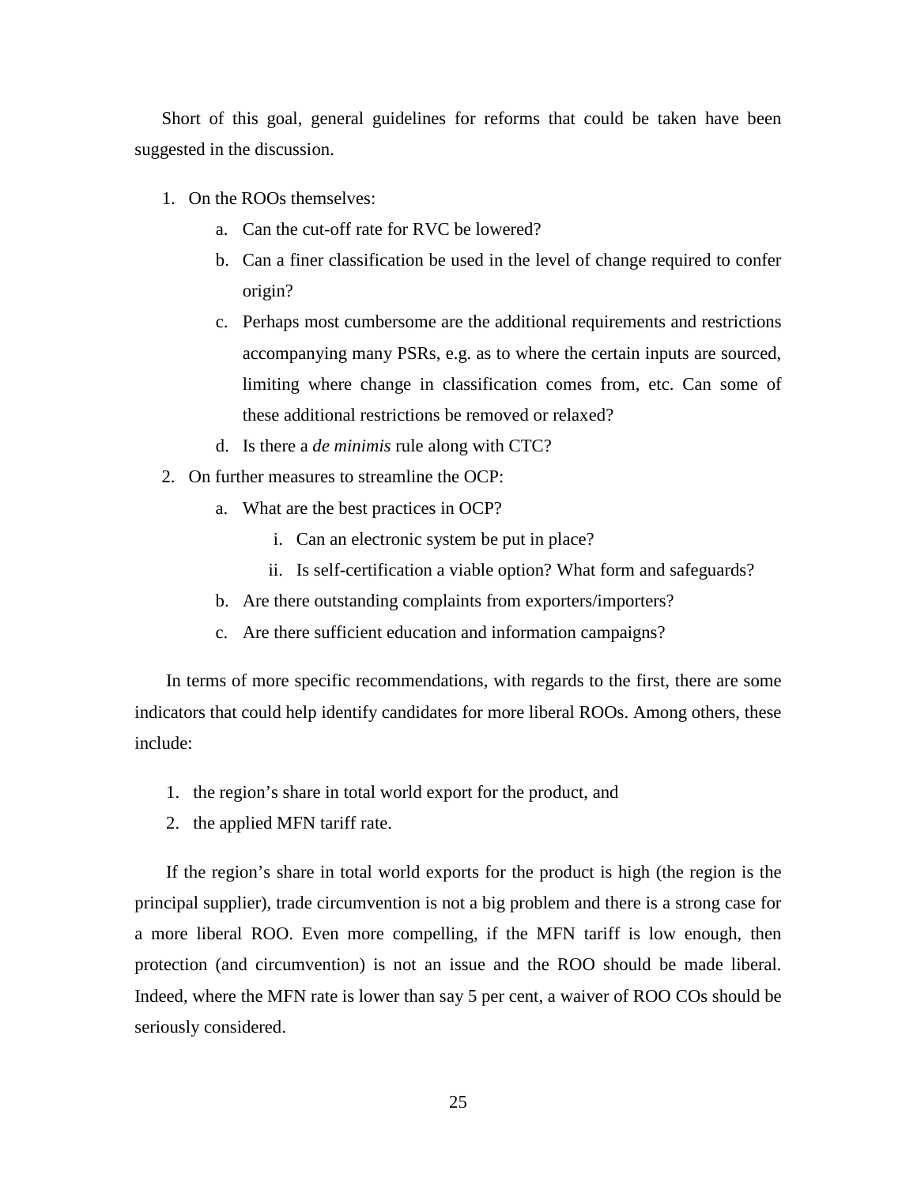Short of this goal, general guidelines for reforms that could be taken have been suggested in the discussion.

1. On the ROOs themselves:
    a. Can the cut-off rate for RVC be lowered?
    b. Can a finer classification be used in the level of change required to confer origin?
    c. Perhaps most cumbersome are the additional requirements and restrictions accompanying many PSRs, e.g. as to where the certain inputs are sourced, limiting where change in classification comes from, etc. Can some of these additional restrictions be removed or relaxed?
    d. Is there a *de minimis* rule along with CTC?
2. On further measures to streamline the OCP:
    a. What are the best practices in OCP?
        i. Can an electronic system be put in place?
        ii. Is self-certification a viable option? What form and safeguards?
    b. Are there outstanding complaints from exporters/importers?
    c. Are there sufficient education and information campaigns?

In terms of more specific recommendations, with regards to the first, there are some indicators that could help identify candidates for more liberal ROOs. Among others, these include:

1. the region's share in total world export for the product, and
2. the applied MFN tariff rate.

If the region's share in total world exports for the product is high (the region is the principal supplier), trade circumvention is not a big problem and there is a strong case for a more liberal ROO. Even more compelling, if the MFN tariff is low enough, then protection (and circumvention) is not an issue and the ROO should be made liberal. Indeed, where the MFN rate is lower than say 5 per cent, a waiver of ROO COs should be seriously considered.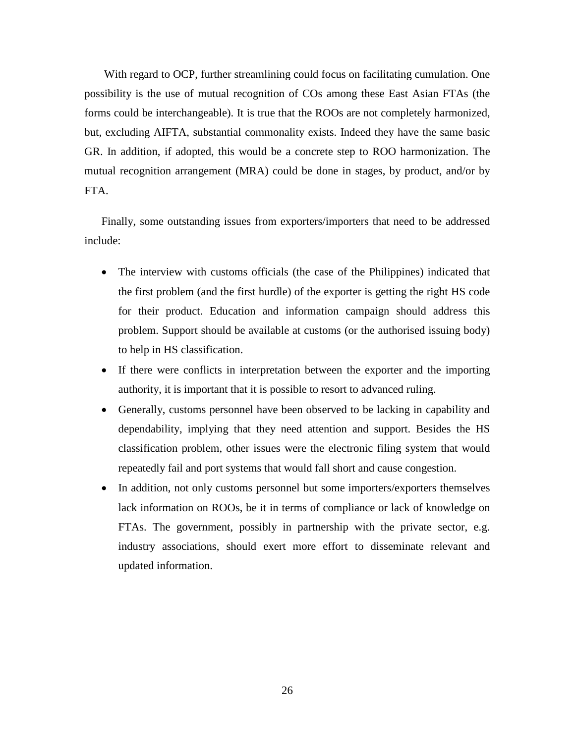With regard to OCP, further streamlining could focus on facilitating cumulation. One possibility is the use of mutual recognition of COs among these East Asian FTAs (the forms could be interchangeable). It is true that the ROOs are not completely harmonized, but, excluding AIFTA, substantial commonality exists. Indeed they have the same basic GR. In addition, if adopted, this would be a concrete step to ROO harmonization. The mutual recognition arrangement (MRA) could be done in stages, by product, and/or by FTA.

Finally, some outstanding issues from exporters/importers that need to be addressed include:

- The interview with customs officials (the case of the Philippines) indicated that the first problem (and the first hurdle) of the exporter is getting the right HS code for their product. Education and information campaign should address this problem. Support should be available at customs (or the authorised issuing body) to help in HS classification.
- If there were conflicts in interpretation between the exporter and the importing authority, it is important that it is possible to resort to advanced ruling.
- Generally, customs personnel have been observed to be lacking in capability and dependability, implying that they need attention and support. Besides the HS classification problem, other issues were the electronic filing system that would repeatedly fail and port systems that would fall short and cause congestion.
- In addition, not only customs personnel but some importers/exporters themselves lack information on ROOs, be it in terms of compliance or lack of knowledge on FTAs. The government, possibly in partnership with the private sector, e.g. industry associations, should exert more effort to disseminate relevant and updated information.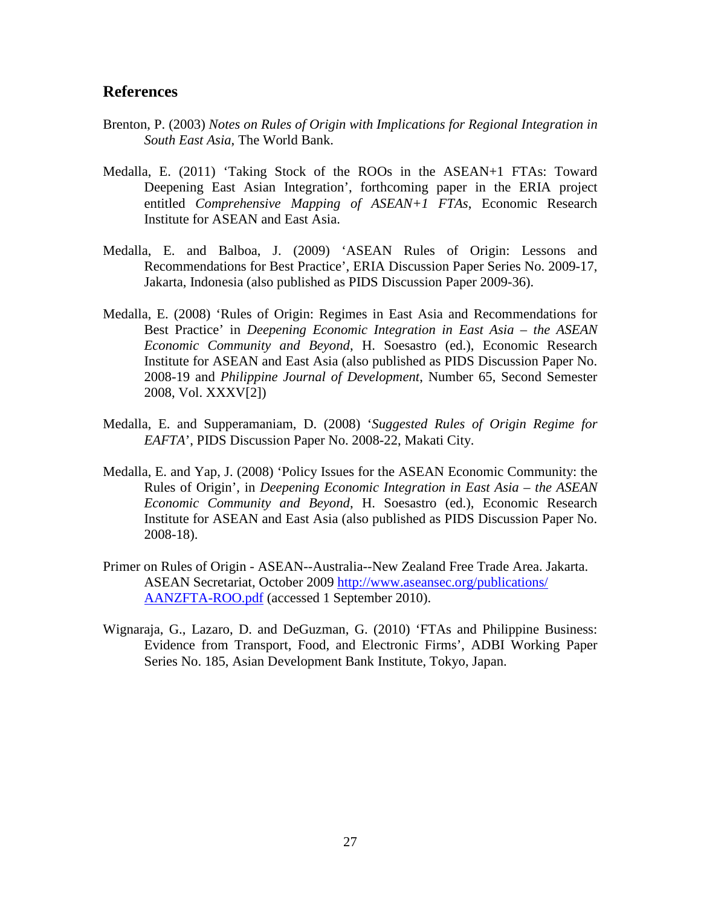## References

Brenton, P. (2003) *Notes on Rules of Origin with Implications for Regional Integration in South East Asia*, The World Bank.

Medalla, E. (2011) 'Taking Stock of the ROOs in the ASEAN+1 FTAs: Toward Deepening East Asian Integration', forthcoming paper in the ERIA project entitled *Comprehensive Mapping of ASEAN+1 FTAs*, Economic Research Institute for ASEAN and East Asia.

Medalla, E. and Balboa, J. (2009) 'ASEAN Rules of Origin: Lessons and Recommendations for Best Practice', ERIA Discussion Paper Series No. 2009-17, Jakarta, Indonesia (also published as PIDS Discussion Paper 2009-36).

Medalla, E. (2008) 'Rules of Origin: Regimes in East Asia and Recommendations for Best Practice' in *Deepening Economic Integration in East Asia – the ASEAN Economic Community and Beyond*, H. Soesastro (ed.), Economic Research Institute for ASEAN and East Asia (also published as PIDS Discussion Paper No. 2008-19 and *Philippine Journal of Development*, Number 65, Second Semester 2008, Vol. XXXV[2])

Medalla, E. and Supperamaniam, D. (2008) '*Suggested Rules of Origin Regime for EAFTA*', PIDS Discussion Paper No. 2008-22, Makati City.

Medalla, E. and Yap, J. (2008) 'Policy Issues for the ASEAN Economic Community: the Rules of Origin', in *Deepening Economic Integration in East Asia – the ASEAN Economic Community and Beyond*, H. Soesastro (ed.), Economic Research Institute for ASEAN and East Asia (also published as PIDS Discussion Paper No. 2008-18).

Primer on Rules of Origin - ASEAN--Australia--New Zealand Free Trade Area. Jakarta. ASEAN Secretariat, October 2009 http://www.aseansec.org/publications/AANZFTA-ROO.pdf (accessed 1 September 2010).

Wignaraja, G., Lazaro, D. and DeGuzman, G. (2010) 'FTAs and Philippine Business: Evidence from Transport, Food, and Electronic Firms', ADBI Working Paper Series No. 185, Asian Development Bank Institute, Tokyo, Japan.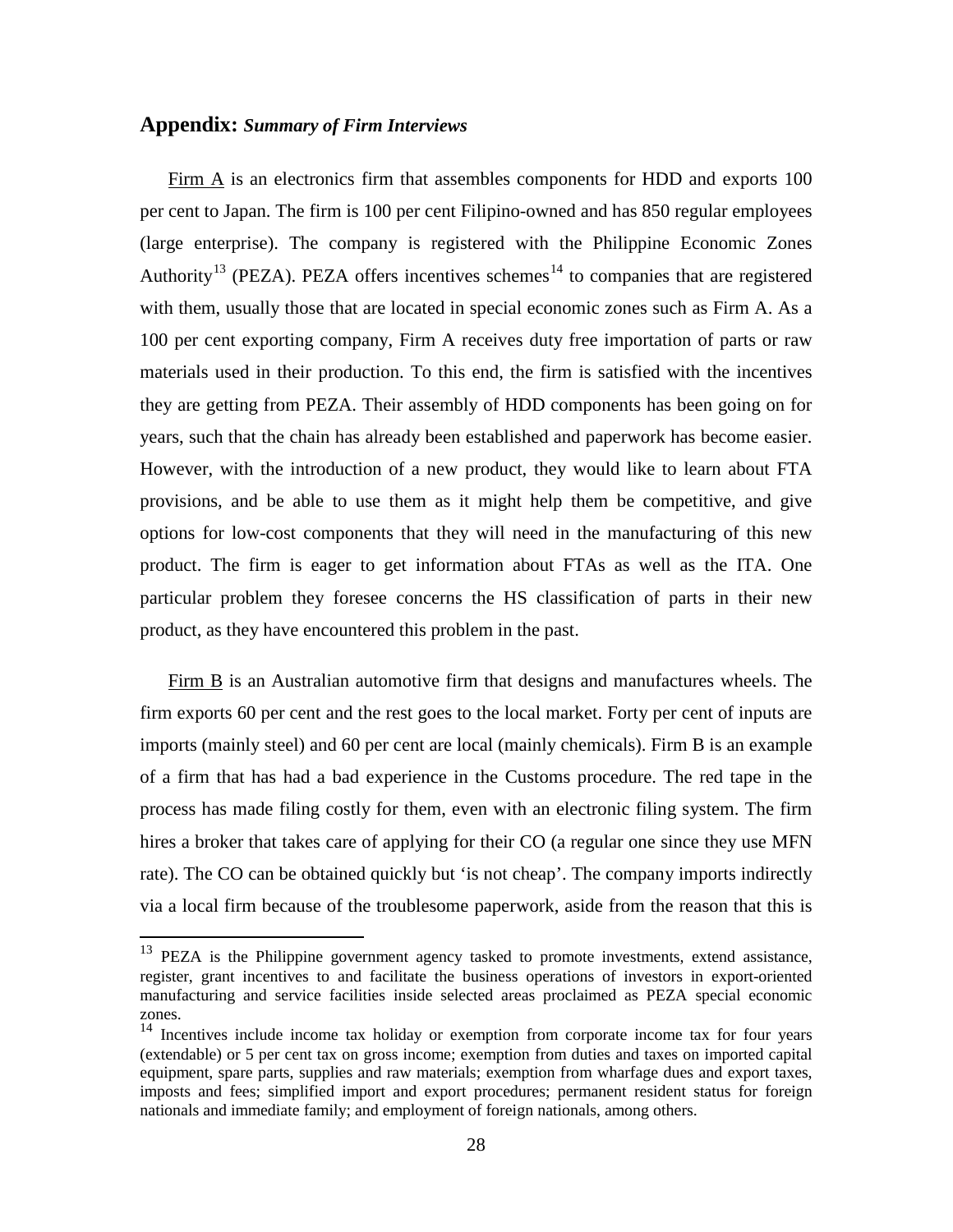## **Appendix:** ***Summary of Firm Interviews***

Firm A is an electronics firm that assembles components for HDD and exports 100 per cent to Japan. The firm is 100 per cent Filipino-owned and has 850 regular employees (large enterprise). The company is registered with the Philippine Economic Zones Authority[13] (PEZA). PEZA offers incentives schemes[14] to companies that are registered with them, usually those that are located in special economic zones such as Firm A. As a 100 per cent exporting company, Firm A receives duty free importation of parts or raw materials used in their production. To this end, the firm is satisfied with the incentives they are getting from PEZA. Their assembly of HDD components has been going on for years, such that the chain has already been established and paperwork has become easier. However, with the introduction of a new product, they would like to learn about FTA provisions, and be able to use them as it might help them be competitive, and give options for low-cost components that they will need in the manufacturing of this new product. The firm is eager to get information about FTAs as well as the ITA. One particular problem they foresee concerns the HS classification of parts in their new product, as they have encountered this problem in the past.

Firm B is an Australian automotive firm that designs and manufactures wheels. The firm exports 60 per cent and the rest goes to the local market. Forty per cent of inputs are imports (mainly steel) and 60 per cent are local (mainly chemicals). Firm B is an example of a firm that has had a bad experience in the Customs procedure. The red tape in the process has made filing costly for them, even with an electronic filing system. The firm hires a broker that takes care of applying for their CO (a regular one since they use MFN rate). The CO can be obtained quickly but 'is not cheap'. The company imports indirectly via a local firm because of the troublesome paperwork, aside from the reason that this is

---

[13] PEZA is the Philippine government agency tasked to promote investments, extend assistance, register, grant incentives to and facilitate the business operations of investors in export-oriented manufacturing and service facilities inside selected areas proclaimed as PEZA special economic zones.

[14] Incentives include income tax holiday or exemption from corporate income tax for four years (extendable) or 5 per cent tax on gross income; exemption from duties and taxes on imported capital equipment, spare parts, supplies and raw materials; exemption from wharfage dues and export taxes, imposts and fees; simplified import and export procedures; permanent resident status for foreign nationals and immediate family; and employment of foreign nationals, among others.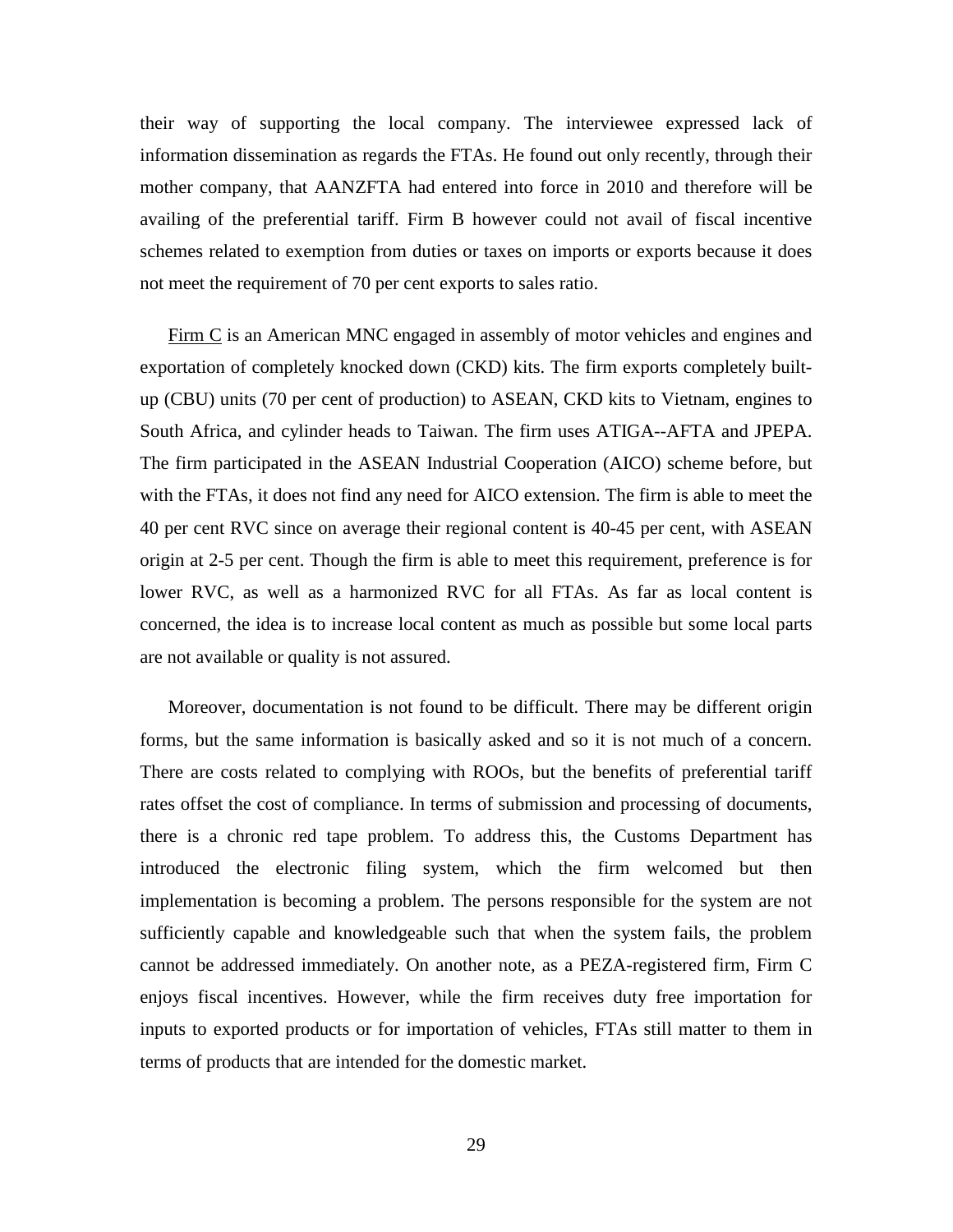their way of supporting the local company. The interviewee expressed lack of information dissemination as regards the FTAs. He found out only recently, through their mother company, that AANZFTA had entered into force in 2010 and therefore will be availing of the preferential tariff. Firm B however could not avail of fiscal incentive schemes related to exemption from duties or taxes on imports or exports because it does not meet the requirement of 70 per cent exports to sales ratio.

Firm C is an American MNC engaged in assembly of motor vehicles and engines and exportation of completely knocked down (CKD) kits. The firm exports completely built-up (CBU) units (70 per cent of production) to ASEAN, CKD kits to Vietnam, engines to South Africa, and cylinder heads to Taiwan. The firm uses ATIGA--AFTA and JPEPA. The firm participated in the ASEAN Industrial Cooperation (AICO) scheme before, but with the FTAs, it does not find any need for AICO extension. The firm is able to meet the 40 per cent RVC since on average their regional content is 40-45 per cent, with ASEAN origin at 2-5 per cent. Though the firm is able to meet this requirement, preference is for lower RVC, as well as a harmonized RVC for all FTAs. As far as local content is concerned, the idea is to increase local content as much as possible but some local parts are not available or quality is not assured.

Moreover, documentation is not found to be difficult. There may be different origin forms, but the same information is basically asked and so it is not much of a concern. There are costs related to complying with ROOs, but the benefits of preferential tariff rates offset the cost of compliance. In terms of submission and processing of documents, there is a chronic red tape problem. To address this, the Customs Department has introduced the electronic filing system, which the firm welcomed but then implementation is becoming a problem. The persons responsible for the system are not sufficiently capable and knowledgeable such that when the system fails, the problem cannot be addressed immediately. On another note, as a PEZA-registered firm, Firm C enjoys fiscal incentives. However, while the firm receives duty free importation for inputs to exported products or for importation of vehicles, FTAs still matter to them in terms of products that are intended for the domestic market.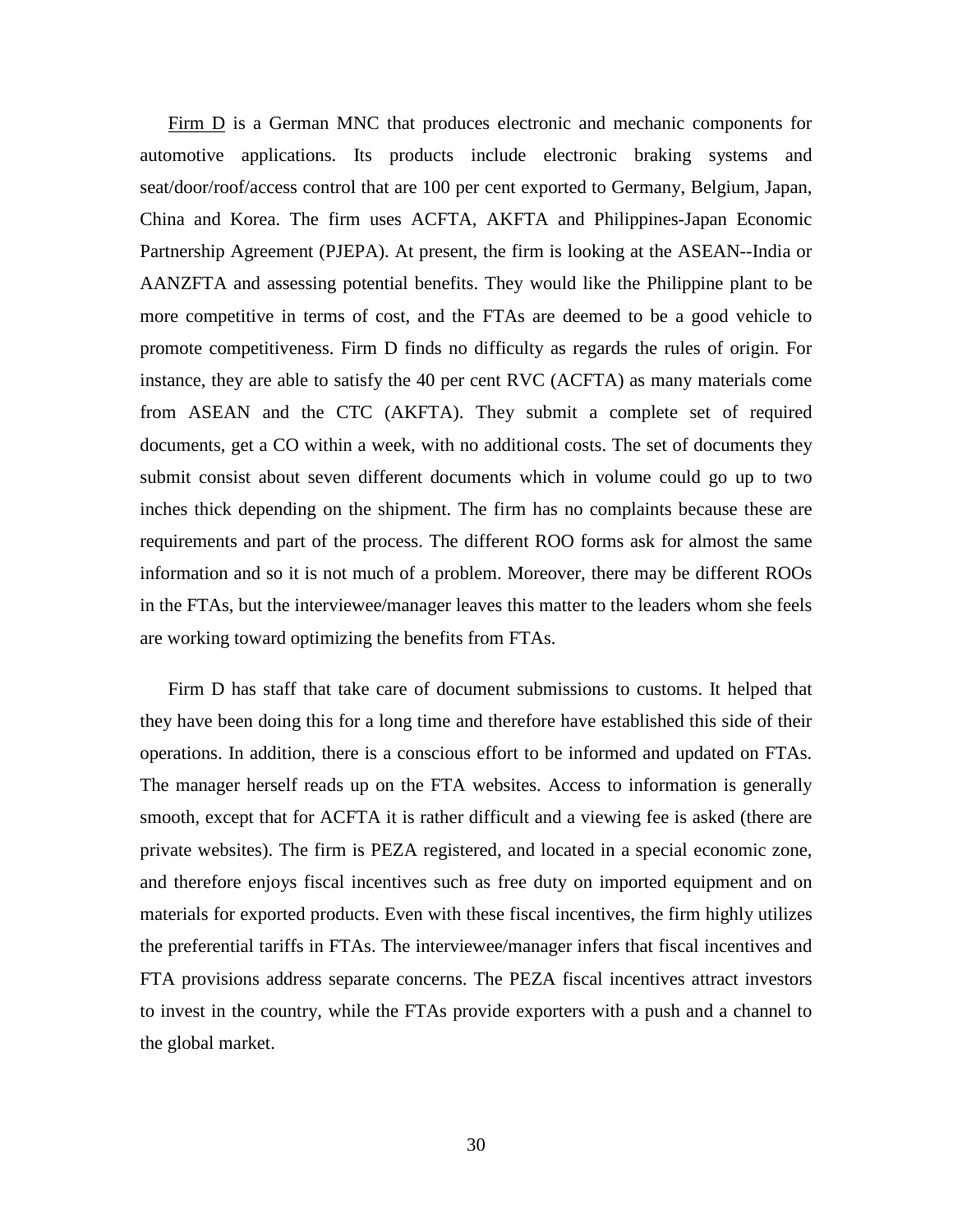Firm D is a German MNC that produces electronic and mechanic components for automotive applications. Its products include electronic braking systems and seat/door/roof/access control that are 100 per cent exported to Germany, Belgium, Japan, China and Korea. The firm uses ACFTA, AKFTA and Philippines-Japan Economic Partnership Agreement (PJEPA). At present, the firm is looking at the ASEAN--India or AANZFTA and assessing potential benefits. They would like the Philippine plant to be more competitive in terms of cost, and the FTAs are deemed to be a good vehicle to promote competitiveness. Firm D finds no difficulty as regards the rules of origin. For instance, they are able to satisfy the 40 per cent RVC (ACFTA) as many materials come from ASEAN and the CTC (AKFTA). They submit a complete set of required documents, get a CO within a week, with no additional costs. The set of documents they submit consist about seven different documents which in volume could go up to two inches thick depending on the shipment. The firm has no complaints because these are requirements and part of the process. The different ROO forms ask for almost the same information and so it is not much of a problem. Moreover, there may be different ROOs in the FTAs, but the interviewee/manager leaves this matter to the leaders whom she feels are working toward optimizing the benefits from FTAs.

Firm D has staff that take care of document submissions to customs. It helped that they have been doing this for a long time and therefore have established this side of their operations. In addition, there is a conscious effort to be informed and updated on FTAs. The manager herself reads up on the FTA websites. Access to information is generally smooth, except that for ACFTA it is rather difficult and a viewing fee is asked (there are private websites). The firm is PEZA registered, and located in a special economic zone, and therefore enjoys fiscal incentives such as free duty on imported equipment and on materials for exported products. Even with these fiscal incentives, the firm highly utilizes the preferential tariffs in FTAs. The interviewee/manager infers that fiscal incentives and FTA provisions address separate concerns. The PEZA fiscal incentives attract investors to invest in the country, while the FTAs provide exporters with a push and a channel to the global market.